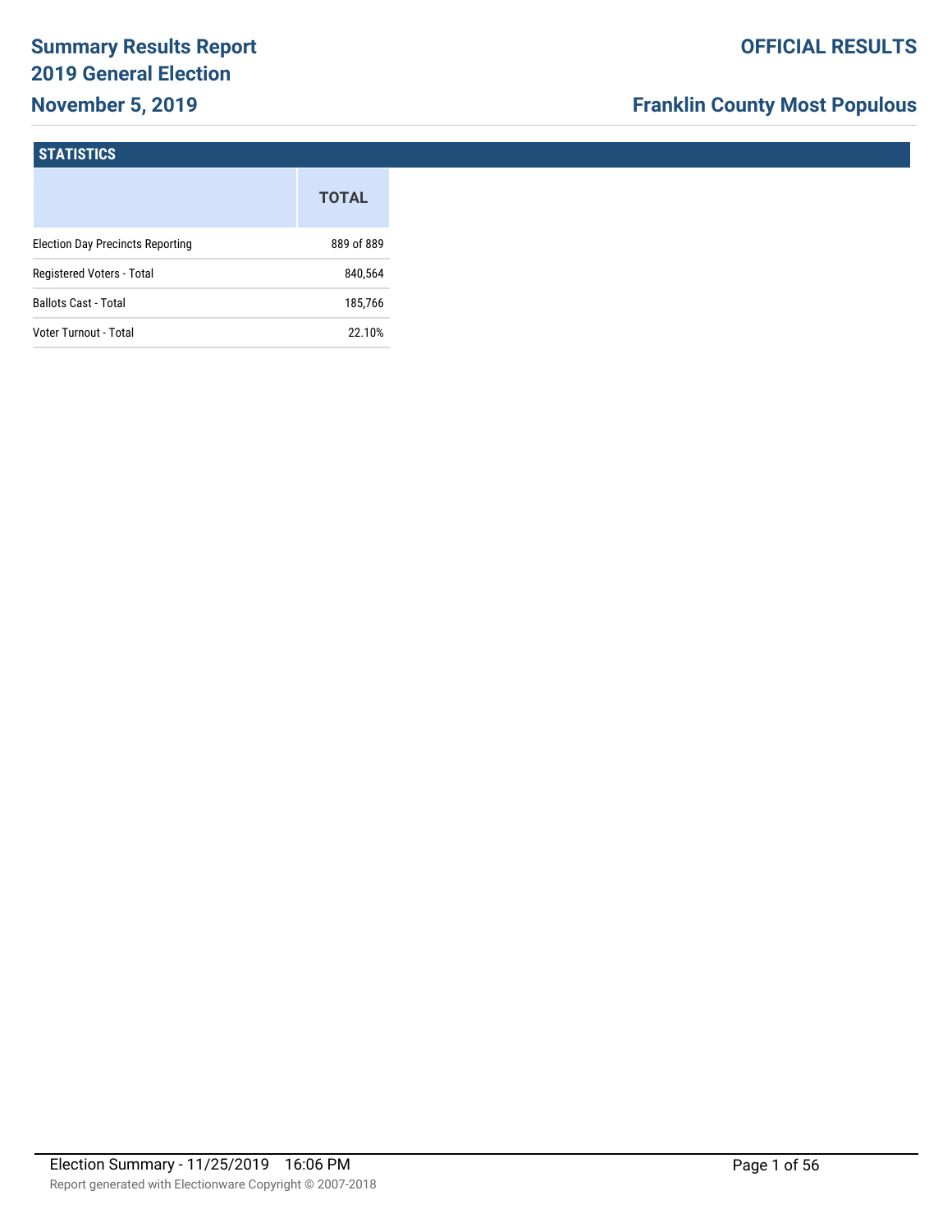# Summary Results Report
# 2019 General Election
# November 5, 2019

**OFFICIAL RESULTS**

**Franklin County Most Populous**

## STATISTICS

| | TOTAL |
|---|---|
| Election Day Precincts Reporting | 889 of 889 |
| Registered Voters - Total | 840,564 |
| Ballots Cast - Total | 185,766 |
| Voter Turnout - Total | 22.10% |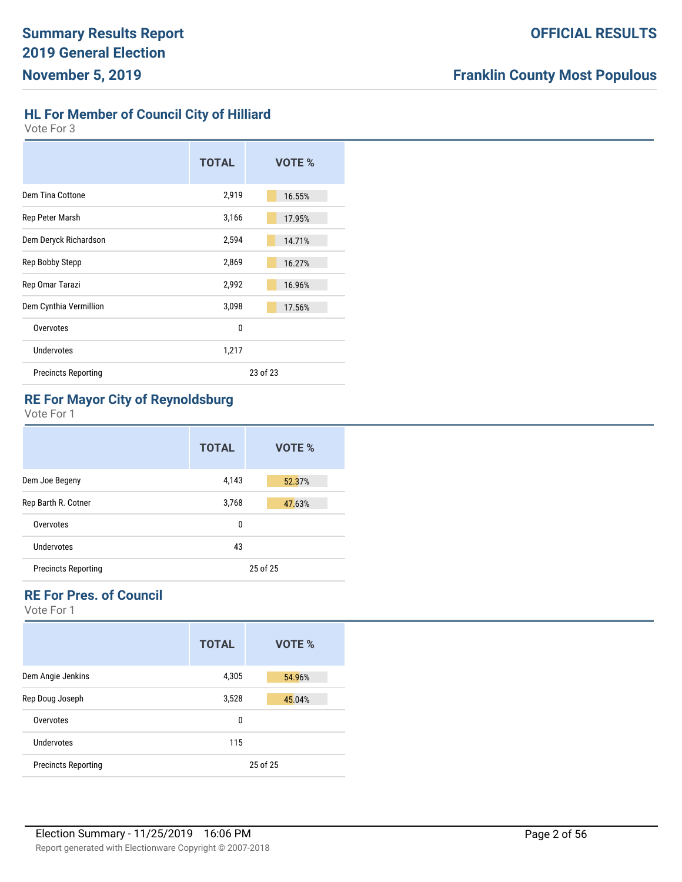## HL For Member of Council City of Hilliard

Vote For 3

| | TOTAL | VOTE % |
|---|---|---|
| Dem Tina Cottone | 2,919 | 16.55% |
| Rep Peter Marsh | 3,166 | 17.95% |
| Dem Deryck Richardson | 2,594 | 14.71% |
| Rep Bobby Stepp | 2,869 | 16.27% |
| Rep Omar Tarazi | 2,992 | 16.96% |
| Dem Cynthia Vermillion | 3,098 | 17.56% |
| Overvotes | 0 | |
| Undervotes | 1,217 | |
| Precincts Reporting | | 23 of 23 |

## RE For Mayor City of Reynoldsburg

Vote For 1

| | TOTAL | VOTE % |
|---|---|---|
| Dem Joe Begeny | 4,143 | 52.37% |
| Rep Barth R. Cotner | 3,768 | 47.63% |
| Overvotes | 0 | |
| Undervotes | 43 | |
| Precincts Reporting | | 25 of 25 |

## RE For Pres. of Council

Vote For 1

| | TOTAL | VOTE % |
|---|---|---|
| Dem Angie Jenkins | 4,305 | 54.96% |
| Rep Doug Joseph | 3,528 | 45.04% |
| Overvotes | 0 | |
| Undervotes | 115 | |
| Precincts Reporting | | 25 of 25 |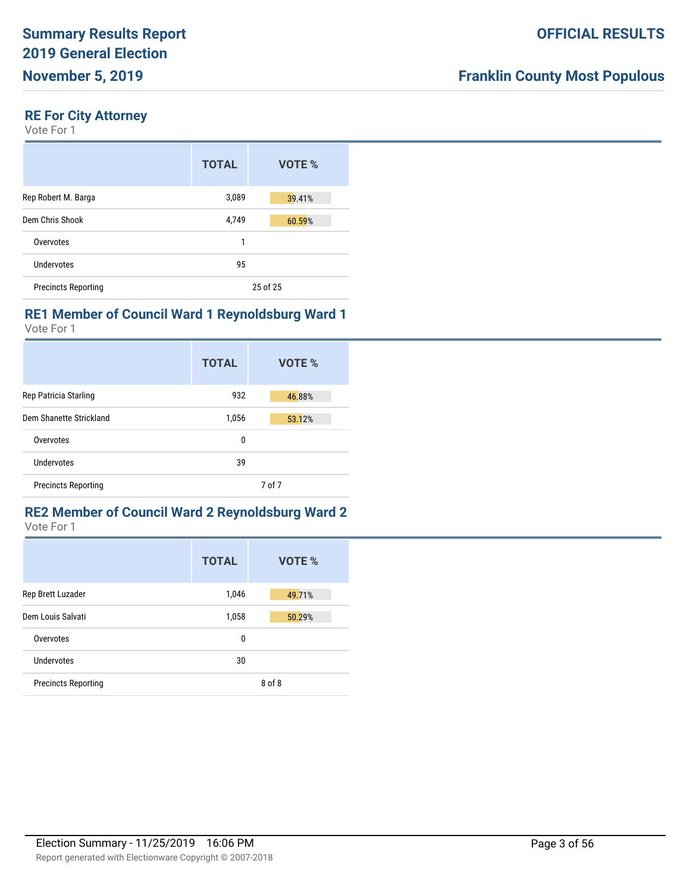## RE For City Attorney

Vote For 1

| | TOTAL | VOTE % |
|---|---|---|
| Rep Robert M. Barga | 3,089 | 39.41% |
| Dem Chris Shook | 4,749 | 60.59% |
| Overvotes | 1 | |
| Undervotes | 95 | |
| Precincts Reporting | 25 of 25 | |

## RE1 Member of Council Ward 1 Reynoldsburg Ward 1

Vote For 1

| | TOTAL | VOTE % |
|---|---|---|
| Rep Patricia Starling | 932 | 46.88% |
| Dem Shanette Strickland | 1,056 | 53.12% |
| Overvotes | 0 | |
| Undervotes | 39 | |
| Precincts Reporting | 7 of 7 | |

## RE2 Member of Council Ward 2 Reynoldsburg Ward 2

Vote For 1

| | TOTAL | VOTE % |
|---|---|---|
| Rep Brett Luzader | 1,046 | 49.71% |
| Dem Louis Salvati | 1,058 | 50.29% |
| Overvotes | 0 | |
| Undervotes | 30 | |
| Precincts Reporting | 8 of 8 | |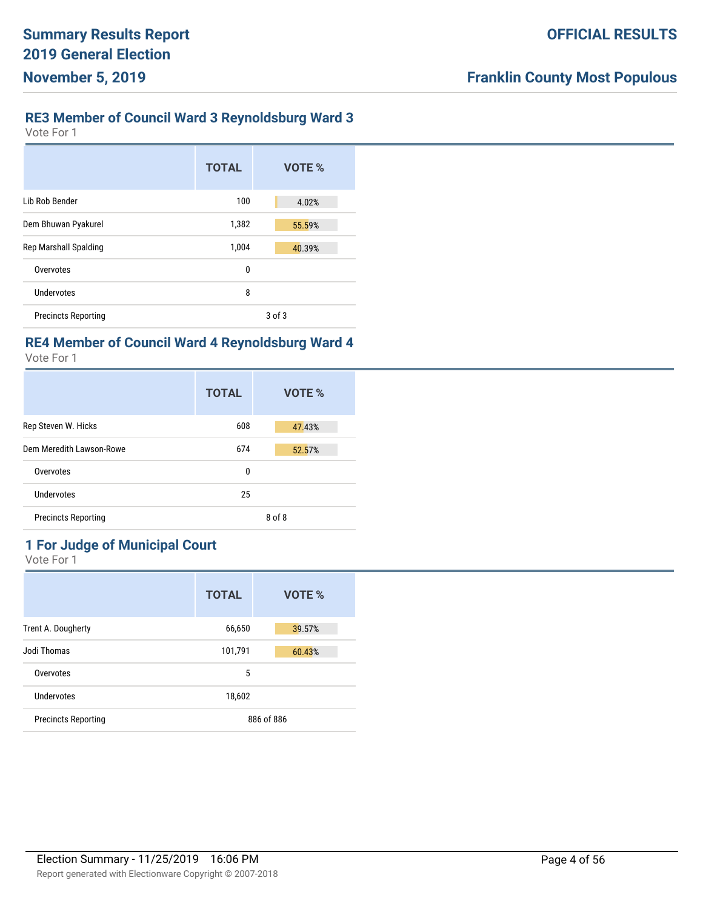## RE3 Member of Council Ward 3 Reynoldsburg Ward 3

Vote For 1

| | TOTAL | VOTE % |
|---|---|---|
| Lib Rob Bender | 100 | 4.02% |
| Dem Bhuwan Pyakurel | 1,382 | 55.59% |
| Rep Marshall Spalding | 1,004 | 40.39% |
| Overvotes | 0 | |
| Undervotes | 8 | |
| Precincts Reporting | | 3 of 3 |

## RE4 Member of Council Ward 4 Reynoldsburg Ward 4

Vote For 1

| | TOTAL | VOTE % |
|---|---|---|
| Rep Steven W. Hicks | 608 | 47.43% |
| Dem Meredith Lawson-Rowe | 674 | 52.57% |
| Overvotes | 0 | |
| Undervotes | 25 | |
| Precincts Reporting | | 8 of 8 |

## 1 For Judge of Municipal Court

Vote For 1

| | TOTAL | VOTE % |
|---|---|---|
| Trent A. Dougherty | 66,650 | 39.57% |
| Jodi Thomas | 101,791 | 60.43% |
| Overvotes | 5 | |
| Undervotes | 18,602 | |
| Precincts Reporting | | 886 of 886 |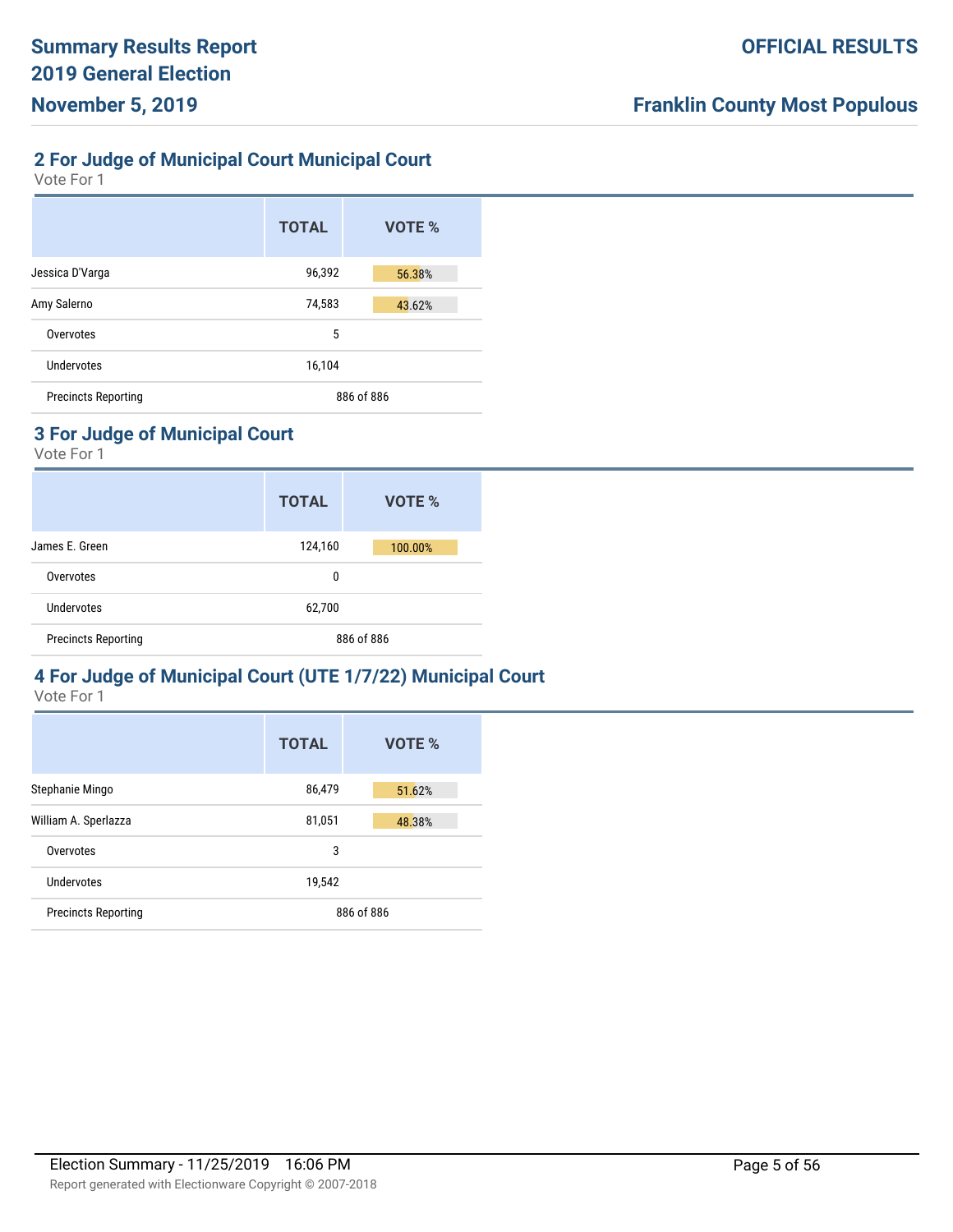## 2 For Judge of Municipal Court Municipal Court

Vote For 1

| | TOTAL | VOTE % |
|---|---|---|
| Jessica D'Varga | 96,392 | 56.38% |
| Amy Salerno | 74,583 | 43.62% |
| Overvotes | 5 | |
| Undervotes | 16,104 | |
| Precincts Reporting | 886 of 886 | |

## 3 For Judge of Municipal Court

Vote For 1

| | TOTAL | VOTE % |
|---|---|---|
| James E. Green | 124,160 | 100.00% |
| Overvotes | 0 | |
| Undervotes | 62,700 | |
| Precincts Reporting | 886 of 886 | |

## 4 For Judge of Municipal Court (UTE 1/7/22) Municipal Court

Vote For 1

| | TOTAL | VOTE % |
|---|---|---|
| Stephanie Mingo | 86,479 | 51.62% |
| William A. Sperlazza | 81,051 | 48.38% |
| Overvotes | 3 | |
| Undervotes | 19,542 | |
| Precincts Reporting | 886 of 886 | |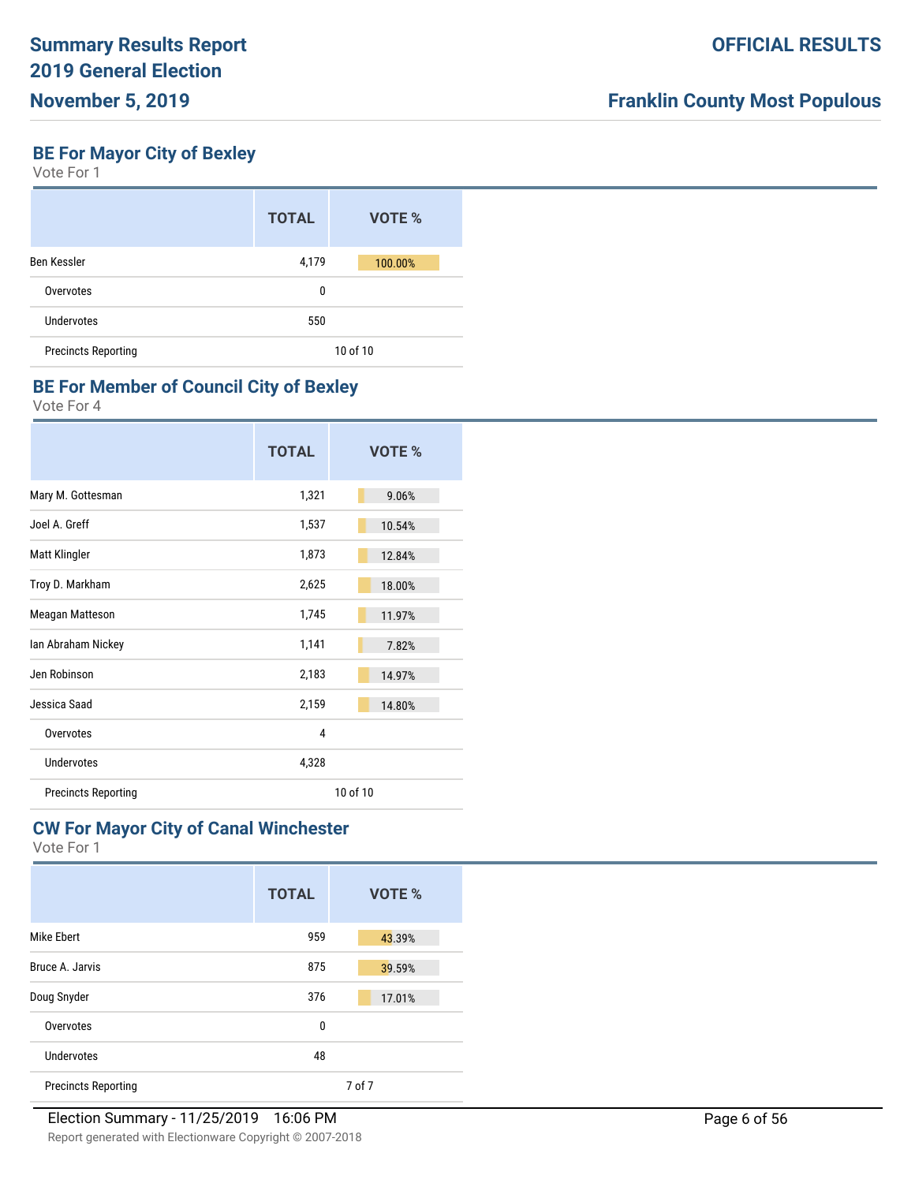## BE For Mayor City of Bexley

Vote For 1

| | TOTAL | VOTE % |
|---|---|---|
| Ben Kessler | 4,179 | 100.00% |
| Overvotes | 0 | |
| Undervotes | 550 | |
| Precincts Reporting | 10 of 10 | |

## BE For Member of Council City of Bexley

Vote For 4

| | TOTAL | VOTE % |
|---|---|---|
| Mary M. Gottesman | 1,321 | 9.06% |
| Joel A. Greff | 1,537 | 10.54% |
| Matt Klingler | 1,873 | 12.84% |
| Troy D. Markham | 2,625 | 18.00% |
| Meagan Matteson | 1,745 | 11.97% |
| Ian Abraham Nickey | 1,141 | 7.82% |
| Jen Robinson | 2,183 | 14.97% |
| Jessica Saad | 2,159 | 14.80% |
| Overvotes | 4 | |
| Undervotes | 4,328 | |
| Precincts Reporting | 10 of 10 | |

## CW For Mayor City of Canal Winchester

Vote For 1

| | TOTAL | VOTE % |
|---|---|---|
| Mike Ebert | 959 | 43.39% |
| Bruce A. Jarvis | 875 | 39.59% |
| Doug Snyder | 376 | 17.01% |
| Overvotes | 0 | |
| Undervotes | 48 | |
| Precincts Reporting | 7 of 7 | |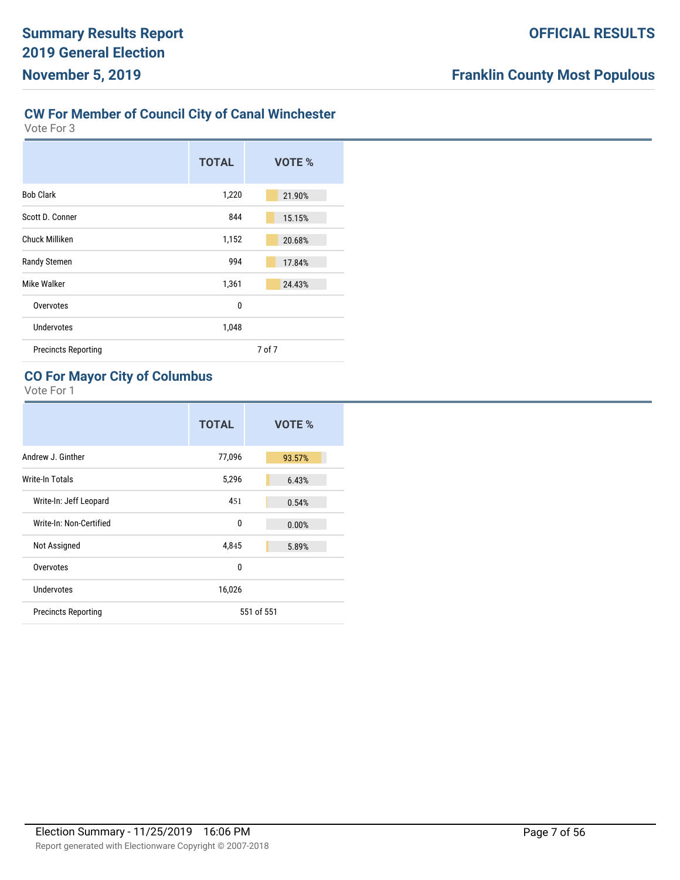## CW For Member of Council City of Canal Winchester

Vote For 3

| | TOTAL | VOTE % |
|---|---|---|
| Bob Clark | 1,220 | 21.90% |
| Scott D. Conner | 844 | 15.15% |
| Chuck Milliken | 1,152 | 20.68% |
| Randy Stemen | 994 | 17.84% |
| Mike Walker | 1,361 | 24.43% |
| Overvotes | 0 | |
| Undervotes | 1,048 | |
| Precincts Reporting | | 7 of 7 |

## CO For Mayor City of Columbus

Vote For 1

| | TOTAL | VOTE % |
|---|---|---|
| Andrew J. Ginther | 77,096 | 93.57% |
| Write-In Totals | 5,296 | 6.43% |
| Write-In: Jeff Leopard | 451 | 0.54% |
| Write-In: Non-Certified | 0 | 0.00% |
| Not Assigned | 4,845 | 5.89% |
| Overvotes | 0 | |
| Undervotes | 16,026 | |
| Precincts Reporting | | 551 of 551 |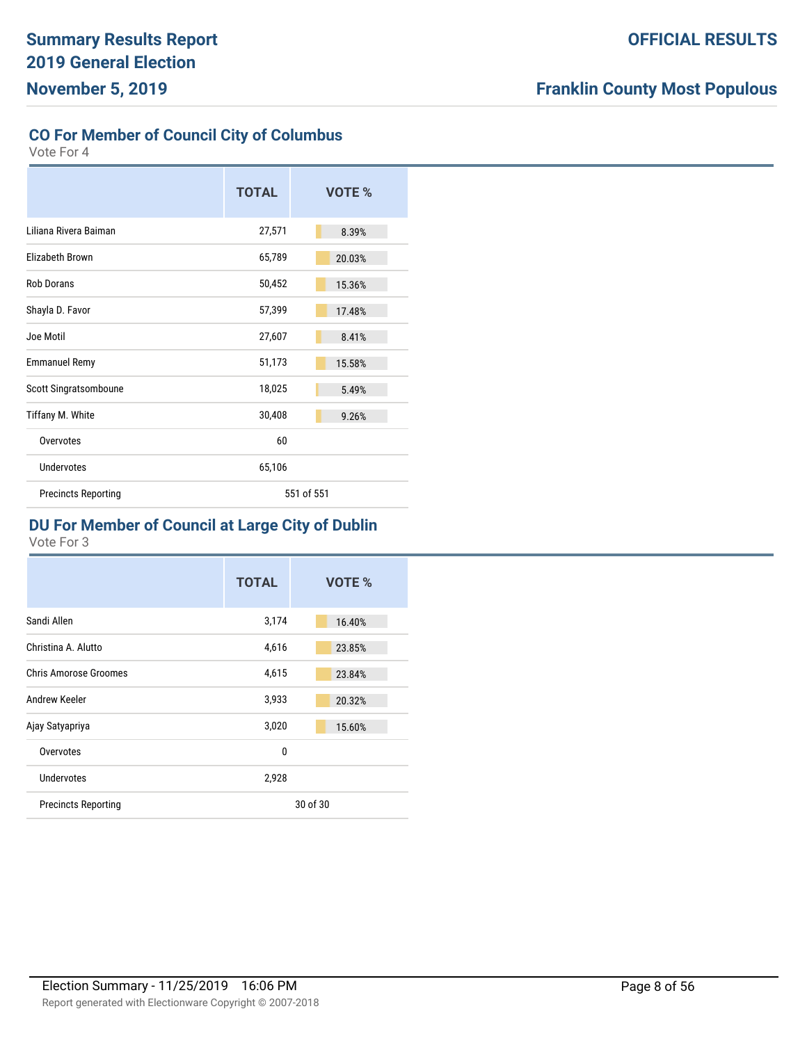## CO For Member of Council City of Columbus

Vote For 4

| | TOTAL | VOTE % |
|---|---|---|
| Liliana Rivera Baiman | 27,571 | 8.39% |
| Elizabeth Brown | 65,789 | 20.03% |
| Rob Dorans | 50,452 | 15.36% |
| Shayla D. Favor | 57,399 | 17.48% |
| Joe Motil | 27,607 | 8.41% |
| Emmanuel Remy | 51,173 | 15.58% |
| Scott Singratsomboune | 18,025 | 5.49% |
| Tiffany M. White | 30,408 | 9.26% |
| Overvotes | 60 | |
| Undervotes | 65,106 | |
| Precincts Reporting | 551 of 551 | |

## DU For Member of Council at Large City of Dublin

Vote For 3

| | TOTAL | VOTE % |
|---|---|---|
| Sandi Allen | 3,174 | 16.40% |
| Christina A. Alutto | 4,616 | 23.85% |
| Chris Amorose Groomes | 4,615 | 23.84% |
| Andrew Keeler | 3,933 | 20.32% |
| Ajay Satyapriya | 3,020 | 15.60% |
| Overvotes | 0 | |
| Undervotes | 2,928 | |
| Precincts Reporting | 30 of 30 | |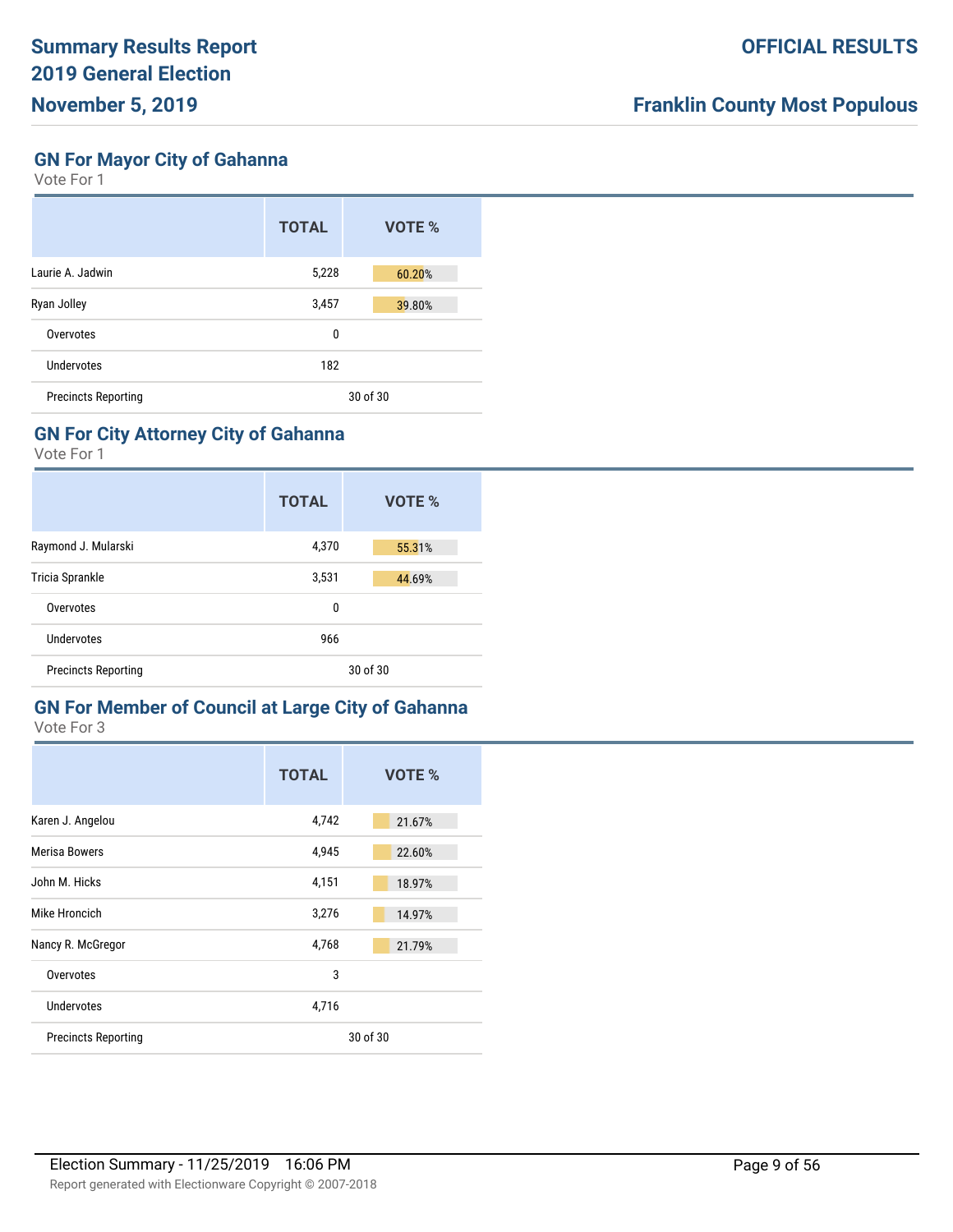## GN For Mayor City of Gahanna

Vote For 1

| | TOTAL | VOTE % |
|---|---|---|
| Laurie A. Jadwin | 5,228 | 60.20% |
| Ryan Jolley | 3,457 | 39.80% |
| Overvotes | 0 | |
| Undervotes | 182 | |
| Precincts Reporting | 30 of 30 | |

## GN For City Attorney City of Gahanna

Vote For 1

| | TOTAL | VOTE % |
|---|---|---|
| Raymond J. Mularski | 4,370 | 55.31% |
| Tricia Sprankle | 3,531 | 44.69% |
| Overvotes | 0 | |
| Undervotes | 966 | |
| Precincts Reporting | 30 of 30 | |

## GN For Member of Council at Large City of Gahanna

Vote For 3

| | TOTAL | VOTE % |
|---|---|---|
| Karen J. Angelou | 4,742 | 21.67% |
| Merisa Bowers | 4,945 | 22.60% |
| John M. Hicks | 4,151 | 18.97% |
| Mike Hroncich | 3,276 | 14.97% |
| Nancy R. McGregor | 4,768 | 21.79% |
| Overvotes | 3 | |
| Undervotes | 4,716 | |
| Precincts Reporting | 30 of 30 | |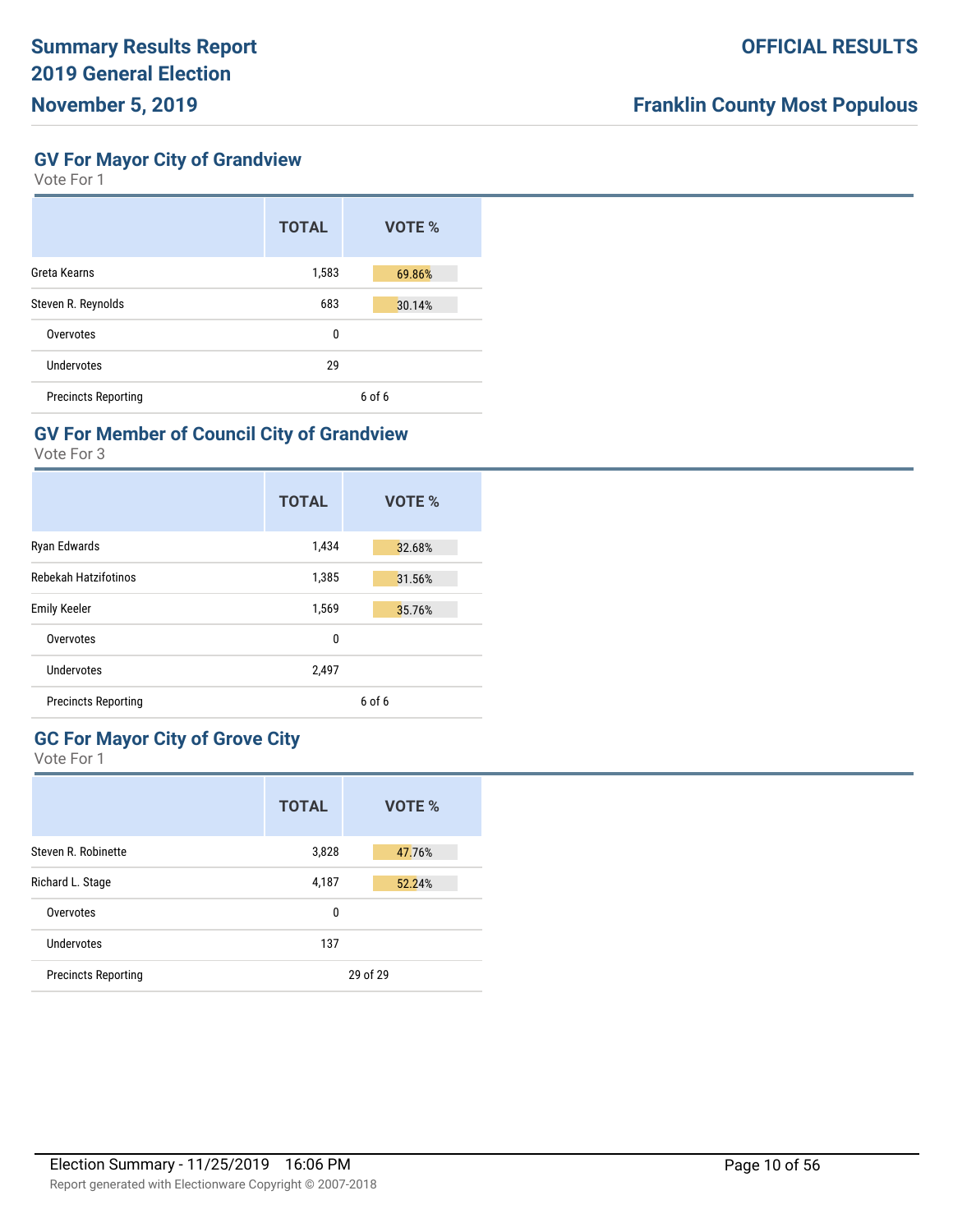## GV For Mayor City of Grandview

Vote For 1

| | TOTAL | VOTE % |
|---|---|---|
| Greta Kearns | 1,583 | 69.86% |
| Steven R. Reynolds | 683 | 30.14% |
| Overvotes | 0 | |
| Undervotes | 29 | |
| Precincts Reporting | | 6 of 6 |

## GV For Member of Council City of Grandview

Vote For 3

| | TOTAL | VOTE % |
|---|---|---|
| Ryan Edwards | 1,434 | 32.68% |
| Rebekah Hatzifotinos | 1,385 | 31.56% |
| Emily Keeler | 1,569 | 35.76% |
| Overvotes | 0 | |
| Undervotes | 2,497 | |
| Precincts Reporting | | 6 of 6 |

## GC For Mayor City of Grove City

Vote For 1

| | TOTAL | VOTE % |
|---|---|---|
| Steven R. Robinette | 3,828 | 47.76% |
| Richard L. Stage | 4,187 | 52.24% |
| Overvotes | 0 | |
| Undervotes | 137 | |
| Precincts Reporting | | 29 of 29 |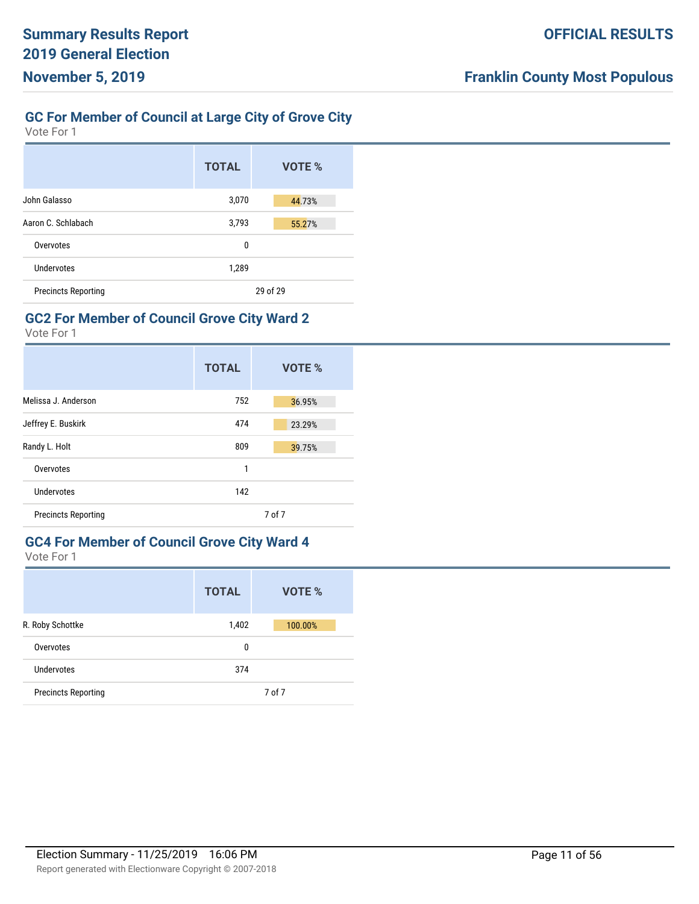## GC For Member of Council at Large City of Grove City

Vote For 1

| | TOTAL | VOTE % |
|---|---|---|
| John Galasso | 3,070 | 44.73% |
| Aaron C. Schlabach | 3,793 | 55.27% |
| Overvotes | 0 | |
| Undervotes | 1,289 | |
| Precincts Reporting | 29 of 29 | |

## GC2 For Member of Council Grove City Ward 2

Vote For 1

| | TOTAL | VOTE % |
|---|---|---|
| Melissa J. Anderson | 752 | 36.95% |
| Jeffrey E. Buskirk | 474 | 23.29% |
| Randy L. Holt | 809 | 39.75% |
| Overvotes | 1 | |
| Undervotes | 142 | |
| Precincts Reporting | 7 of 7 | |

## GC4 For Member of Council Grove City Ward 4

Vote For 1

| | TOTAL | VOTE % |
|---|---|---|
| R. Roby Schottke | 1,402 | 100.00% |
| Overvotes | 0 | |
| Undervotes | 374 | |
| Precincts Reporting | 7 of 7 | |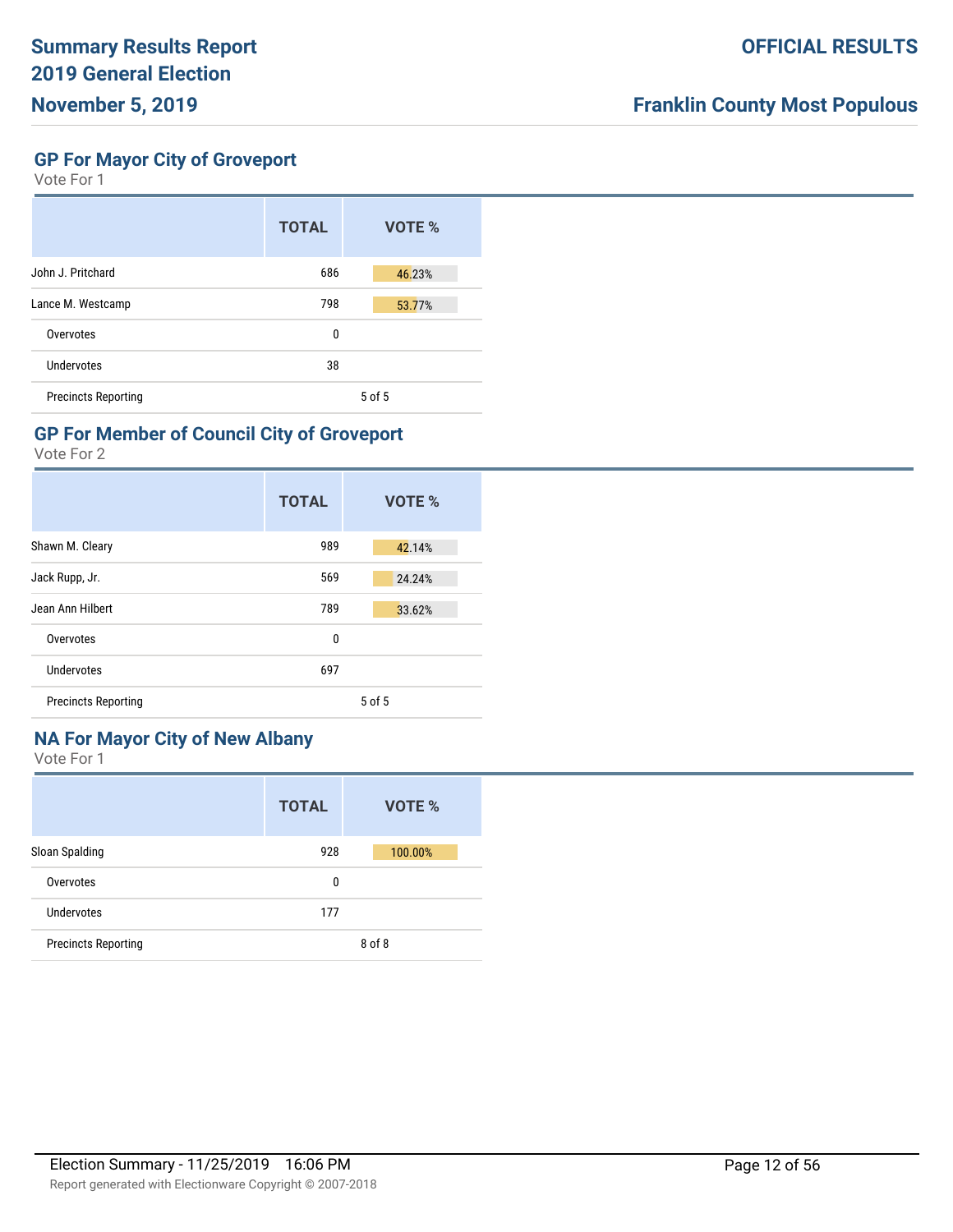## GP For Mayor City of Groveport

Vote For 1

| | TOTAL | VOTE % |
|---|---|---|
| John J. Pritchard | 686 | 46.23% |
| Lance M. Westcamp | 798 | 53.77% |
| Overvotes | 0 | |
| Undervotes | 38 | |
| Precincts Reporting | | 5 of 5 |

## GP For Member of Council City of Groveport

Vote For 2

| | TOTAL | VOTE % |
|---|---|---|
| Shawn M. Cleary | 989 | 42.14% |
| Jack Rupp, Jr. | 569 | 24.24% |
| Jean Ann Hilbert | 789 | 33.62% |
| Overvotes | 0 | |
| Undervotes | 697 | |
| Precincts Reporting | | 5 of 5 |

## NA For Mayor City of New Albany

Vote For 1

| | TOTAL | VOTE % |
|---|---|---|
| Sloan Spalding | 928 | 100.00% |
| Overvotes | 0 | |
| Undervotes | 177 | |
| Precincts Reporting | | 8 of 8 |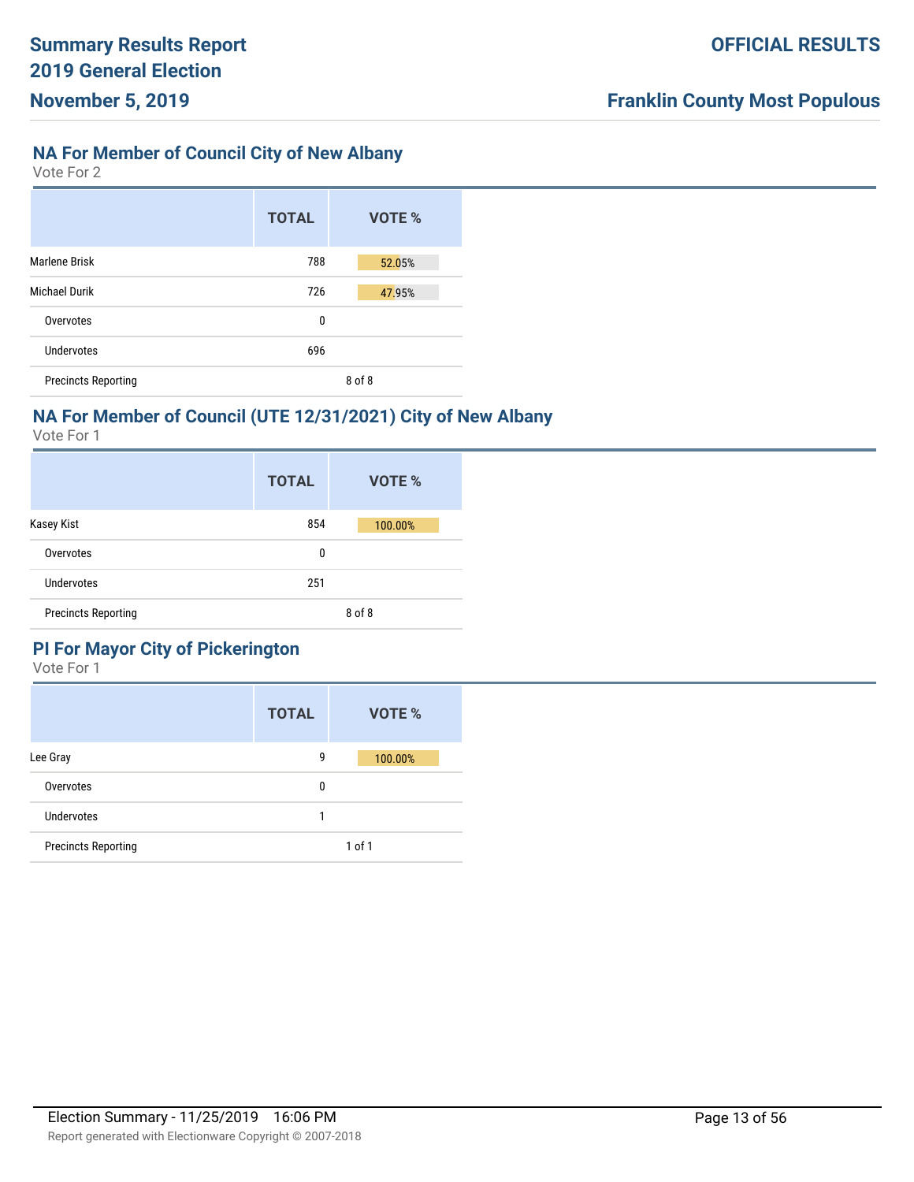## NA For Member of Council City of New Albany

Vote For 2

| | TOTAL | VOTE % |
|---|---|---|
| Marlene Brisk | 788 | 52.05% |
| Michael Durik | 726 | 47.95% |
| Overvotes | 0 | |
| Undervotes | 696 | |
| Precincts Reporting | | 8 of 8 |

## NA For Member of Council (UTE 12/31/2021) City of New Albany

Vote For 1

| | TOTAL | VOTE % |
|---|---|---|
| Kasey Kist | 854 | 100.00% |
| Overvotes | 0 | |
| Undervotes | 251 | |
| Precincts Reporting | | 8 of 8 |

## PI For Mayor City of Pickerington

Vote For 1

| | TOTAL | VOTE % |
|---|---|---|
| Lee Gray | 9 | 100.00% |
| Overvotes | 0 | |
| Undervotes | 1 | |
| Precincts Reporting | | 1 of 1 |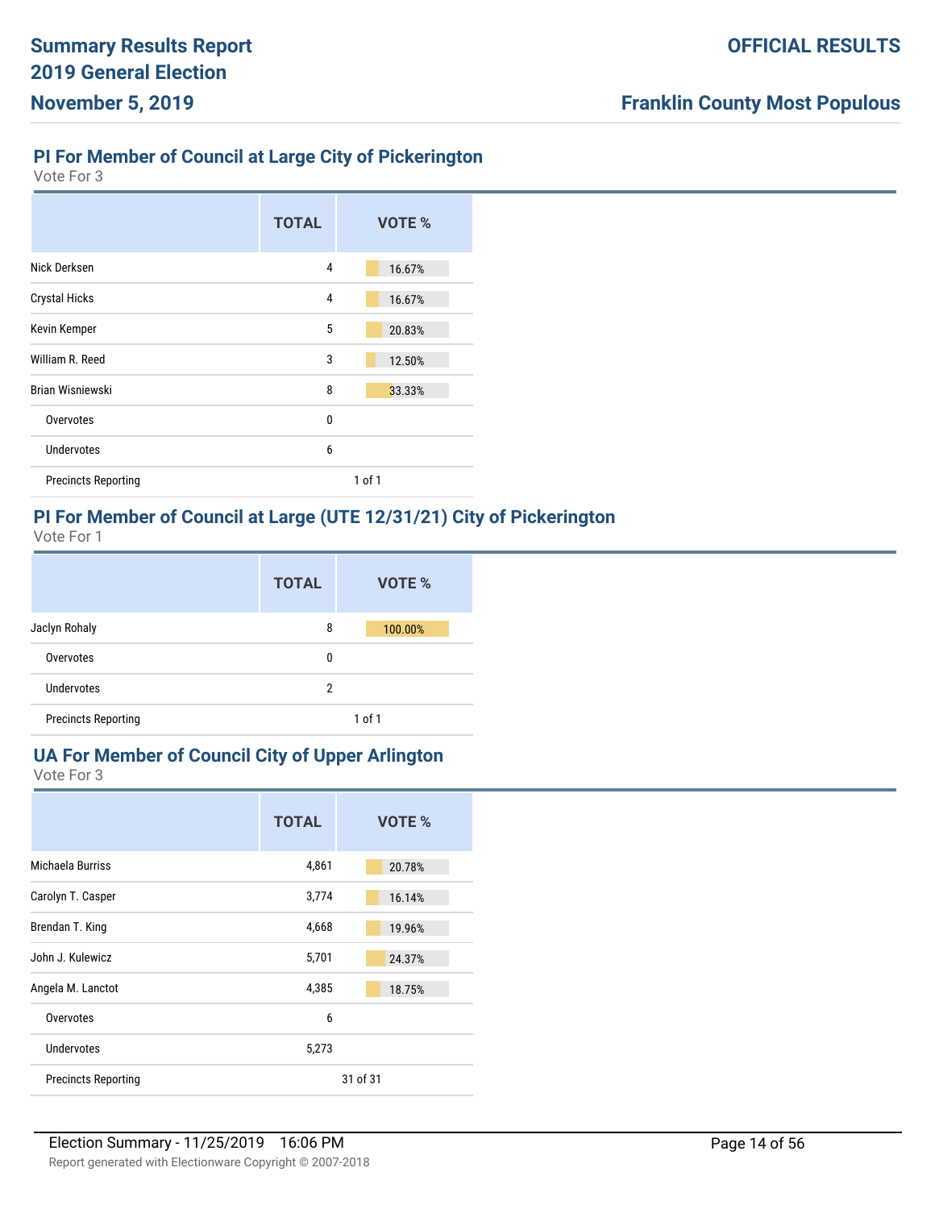## PI For Member of Council at Large City of Pickerington

Vote For 3

| | TOTAL | VOTE % |
|---|---|---|
| Nick Derksen | 4 | 16.67% |
| Crystal Hicks | 4 | 16.67% |
| Kevin Kemper | 5 | 20.83% |
| William R. Reed | 3 | 12.50% |
| Brian Wisniewski | 8 | 33.33% |
| Overvotes | 0 | |
| Undervotes | 6 | |
| Precincts Reporting | | 1 of 1 |

## PI For Member of Council at Large (UTE 12/31/21) City of Pickerington

Vote For 1

| | TOTAL | VOTE % |
|---|---|---|
| Jaclyn Rohaly | 8 | 100.00% |
| Overvotes | 0 | |
| Undervotes | 2 | |
| Precincts Reporting | | 1 of 1 |

## UA For Member of Council City of Upper Arlington

Vote For 3

| | TOTAL | VOTE % |
|---|---|---|
| Michaela Burriss | 4,861 | 20.78% |
| Carolyn T. Casper | 3,774 | 16.14% |
| Brendan T. King | 4,668 | 19.96% |
| John J. Kulewicz | 5,701 | 24.37% |
| Angela M. Lanctot | 4,385 | 18.75% |
| Overvotes | 6 | |
| Undervotes | 5,273 | |
| Precincts Reporting | | 31 of 31 |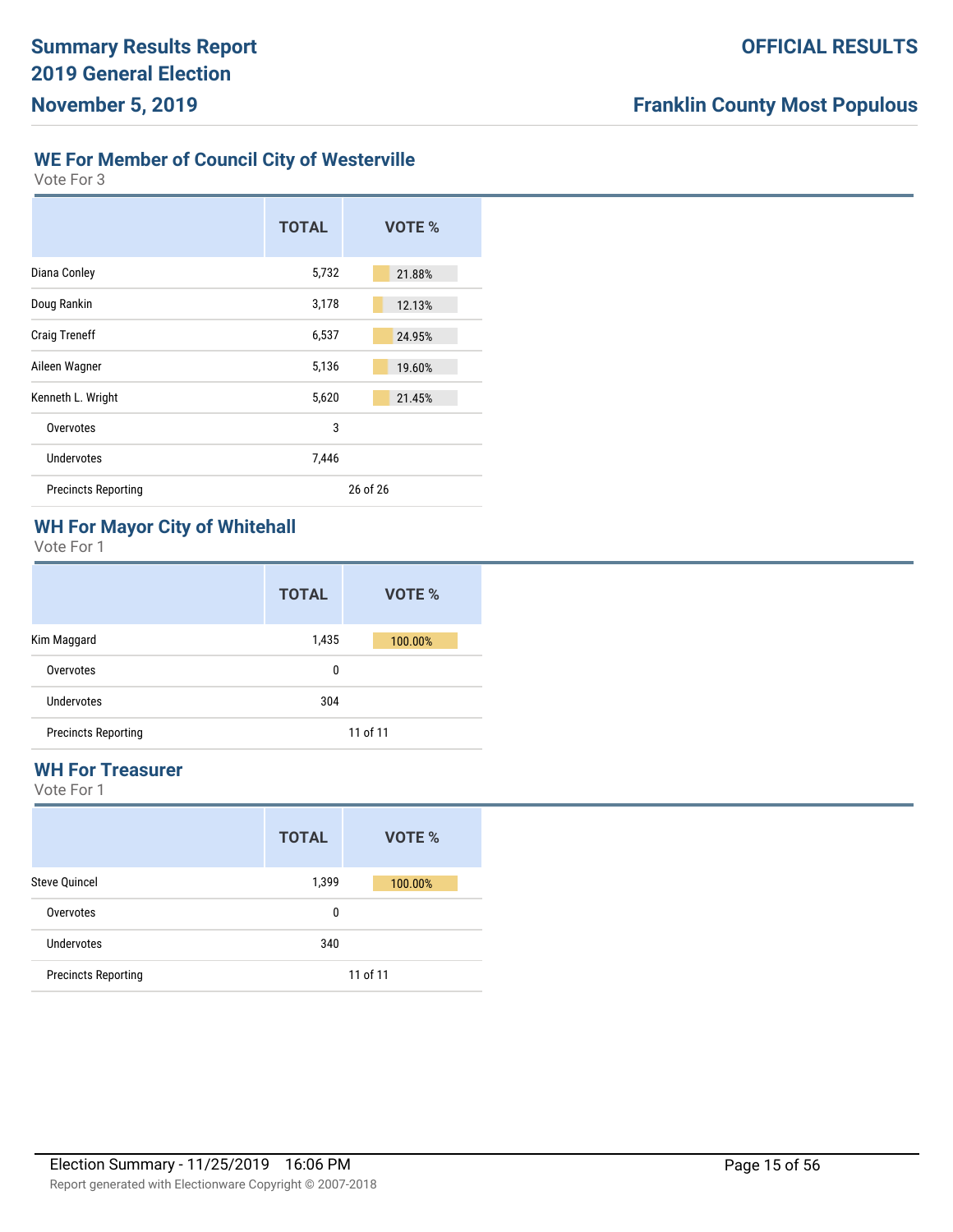## WE For Member of Council City of Westerville

Vote For 3

| | TOTAL | VOTE % |
|---|---|---|
| Diana Conley | 5,732 | 21.88% |
| Doug Rankin | 3,178 | 12.13% |
| Craig Treneff | 6,537 | 24.95% |
| Aileen Wagner | 5,136 | 19.60% |
| Kenneth L. Wright | 5,620 | 21.45% |
| Overvotes | 3 | |
| Undervotes | 7,446 | |
| Precincts Reporting | 26 of 26 | |

## WH For Mayor City of Whitehall

Vote For 1

| | TOTAL | VOTE % |
|---|---|---|
| Kim Maggard | 1,435 | 100.00% |
| Overvotes | 0 | |
| Undervotes | 304 | |
| Precincts Reporting | 11 of 11 | |

## WH For Treasurer

Vote For 1

| | TOTAL | VOTE % |
|---|---|---|
| Steve Quincel | 1,399 | 100.00% |
| Overvotes | 0 | |
| Undervotes | 340 | |
| Precincts Reporting | 11 of 11 | |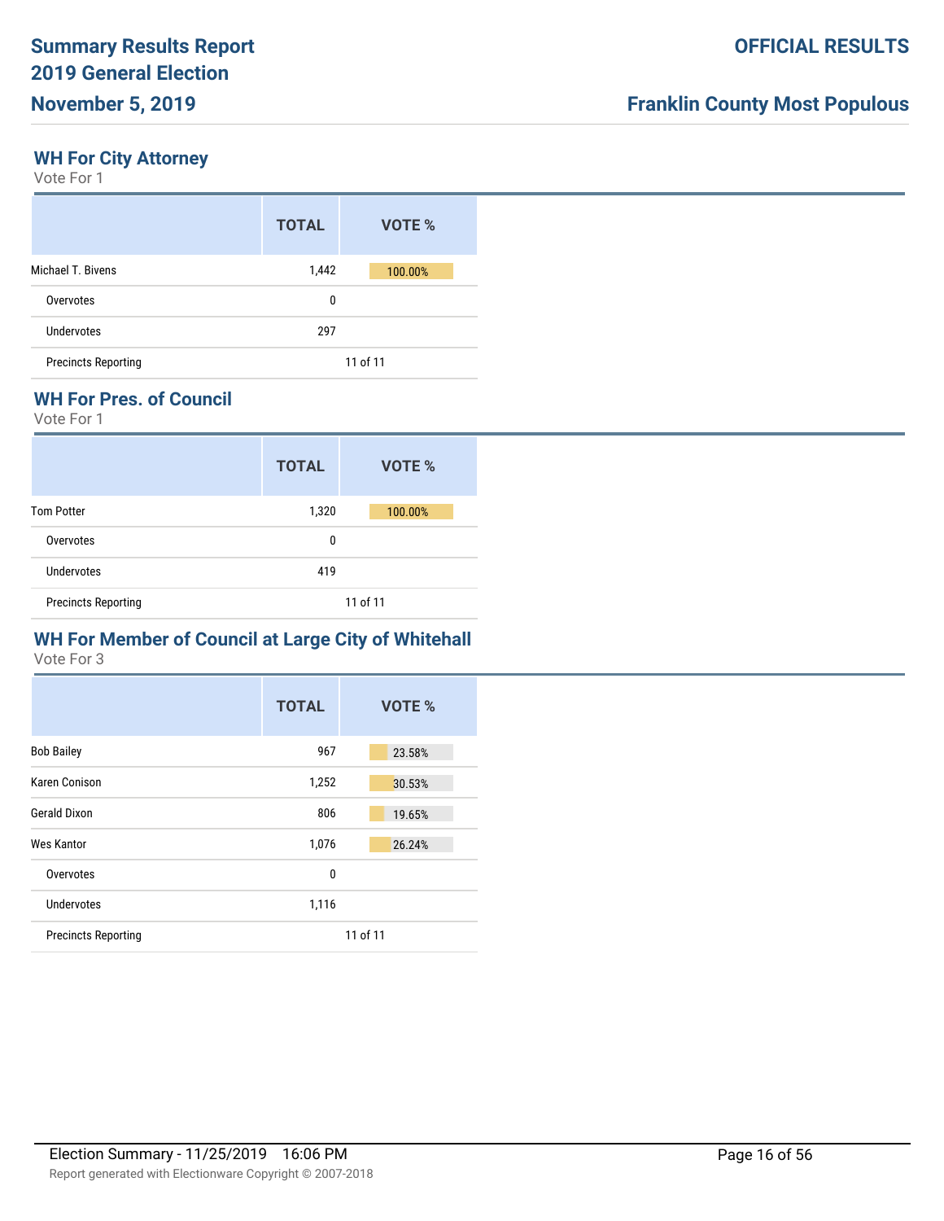## WH For City Attorney

Vote For 1

| | TOTAL | VOTE % |
|---|---|---|
| Michael T. Bivens | 1,442 | 100.00% |
| Overvotes | 0 | |
| Undervotes | 297 | |
| Precincts Reporting | 11 of 11 | |

## WH For Pres. of Council

Vote For 1

| | TOTAL | VOTE % |
|---|---|---|
| Tom Potter | 1,320 | 100.00% |
| Overvotes | 0 | |
| Undervotes | 419 | |
| Precincts Reporting | 11 of 11 | |

## WH For Member of Council at Large City of Whitehall

Vote For 3

| | TOTAL | VOTE % |
|---|---|---|
| Bob Bailey | 967 | 23.58% |
| Karen Conison | 1,252 | 30.53% |
| Gerald Dixon | 806 | 19.65% |
| Wes Kantor | 1,076 | 26.24% |
| Overvotes | 0 | |
| Undervotes | 1,116 | |
| Precincts Reporting | 11 of 11 | |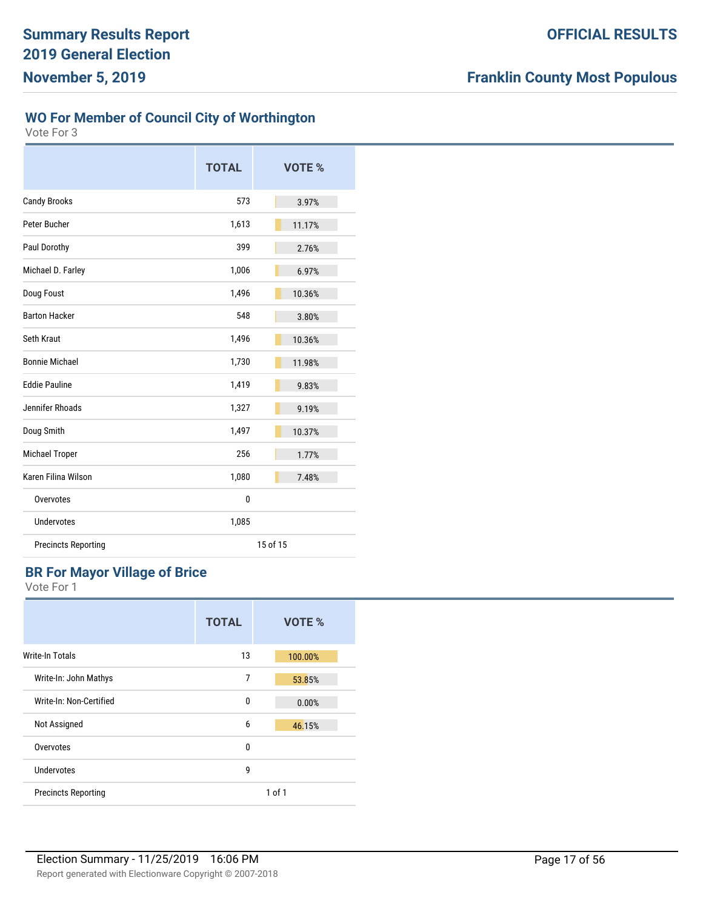# Summary Results Report 2019 General Election November 5, 2019

**OFFICIAL RESULTS**

**Franklin County Most Populous**

## WO For Member of Council City of Worthington

Vote For 3

| | TOTAL | VOTE % |
|---|---|---|
| Candy Brooks | 573 | 3.97% |
| Peter Bucher | 1,613 | 11.17% |
| Paul Dorothy | 399 | 2.76% |
| Michael D. Farley | 1,006 | 6.97% |
| Doug Foust | 1,496 | 10.36% |
| Barton Hacker | 548 | 3.80% |
| Seth Kraut | 1,496 | 10.36% |
| Bonnie Michael | 1,730 | 11.98% |
| Eddie Pauline | 1,419 | 9.83% |
| Jennifer Rhoads | 1,327 | 9.19% |
| Doug Smith | 1,497 | 10.37% |
| Michael Troper | 256 | 1.77% |
| Karen Filina Wilson | 1,080 | 7.48% |
| Overvotes | 0 | |
| Undervotes | 1,085 | |
| Precincts Reporting | 15 of 15 | |

## BR For Mayor Village of Brice

Vote For 1

| | TOTAL | VOTE % |
|---|---|---|
| Write-In Totals | 13 | 100.00% |
| Write-In: John Mathys | 7 | 53.85% |
| Write-In: Non-Certified | 0 | 0.00% |
| Not Assigned | 6 | 46.15% |
| Overvotes | 0 | |
| Undervotes | 9 | |
| Precincts Reporting | 1 of 1 | |

Election Summary - 11/25/2019 16:06 PM

Report generated with Electionware Copyright © 2007-2018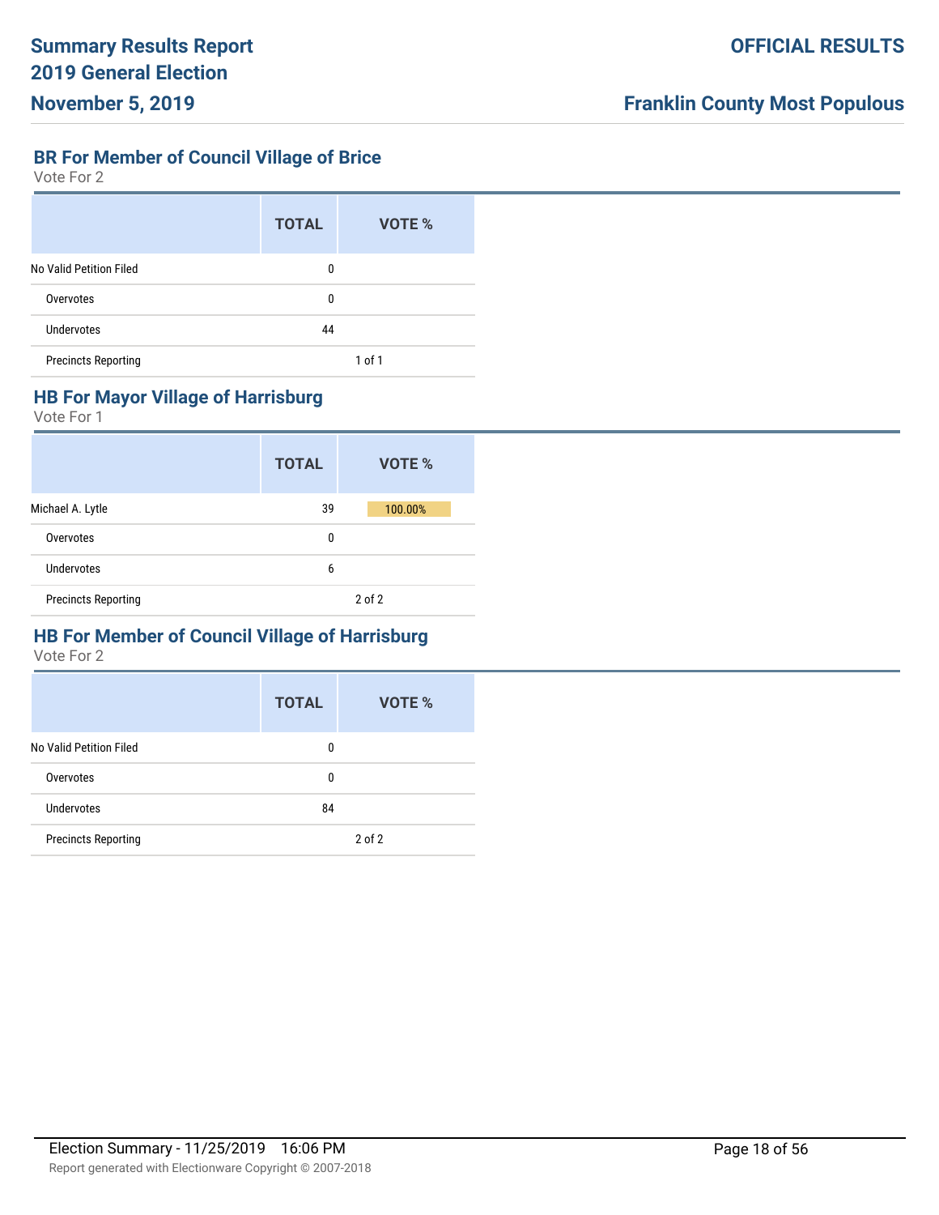## BR For Member of Council Village of Brice

Vote For 2

| | TOTAL | VOTE % |
|---|---|---|
| No Valid Petition Filed | 0 | |
| Overvotes | 0 | |
| Undervotes | 44 | |
| Precincts Reporting | | 1 of 1 |

## HB For Mayor Village of Harrisburg

Vote For 1

| | TOTAL | VOTE % |
|---|---|---|
| Michael A. Lytle | 39 | 100.00% |
| Overvotes | 0 | |
| Undervotes | 6 | |
| Precincts Reporting | | 2 of 2 |

## HB For Member of Council Village of Harrisburg

Vote For 2

| | TOTAL | VOTE % |
|---|---|---|
| No Valid Petition Filed | 0 | |
| Overvotes | 0 | |
| Undervotes | 84 | |
| Precincts Reporting | | 2 of 2 |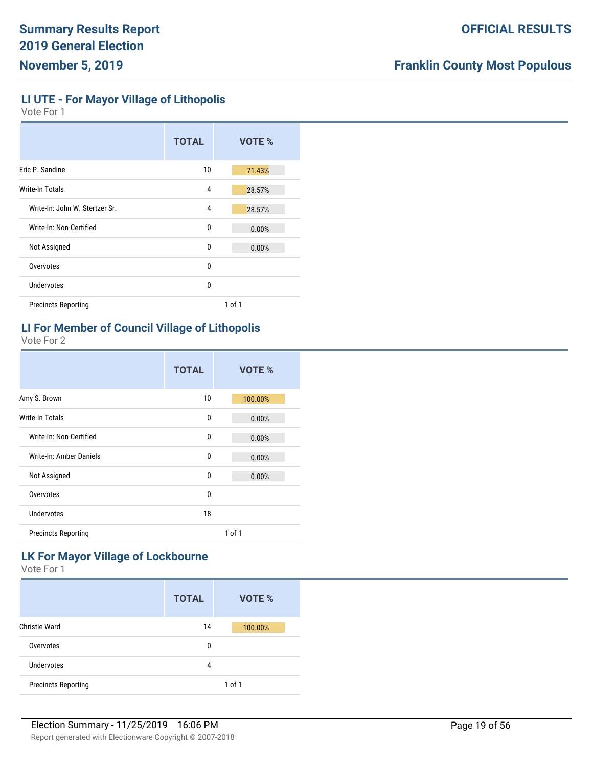## LI UTE - For Mayor Village of Lithopolis

Vote For 1

| | TOTAL | VOTE % |
|---|---|---|
| Eric P. Sandine | 10 | 71.43% |
| Write-In Totals | 4 | 28.57% |
| Write-In: John W. Stertzer Sr. | 4 | 28.57% |
| Write-In: Non-Certified | 0 | 0.00% |
| Not Assigned | 0 | 0.00% |
| Overvotes | 0 | |
| Undervotes | 0 | |
| Precincts Reporting | 1 of 1 | |

## LI For Member of Council Village of Lithopolis

Vote For 2

| | TOTAL | VOTE % |
|---|---|---|
| Amy S. Brown | 10 | 100.00% |
| Write-In Totals | 0 | 0.00% |
| Write-In: Non-Certified | 0 | 0.00% |
| Write-In: Amber Daniels | 0 | 0.00% |
| Not Assigned | 0 | 0.00% |
| Overvotes | 0 | |
| Undervotes | 18 | |
| Precincts Reporting | 1 of 1 | |

## LK For Mayor Village of Lockbourne

Vote For 1

| | TOTAL | VOTE % |
|---|---|---|
| Christie Ward | 14 | 100.00% |
| Overvotes | 0 | |
| Undervotes | 4 | |
| Precincts Reporting | 1 of 1 | |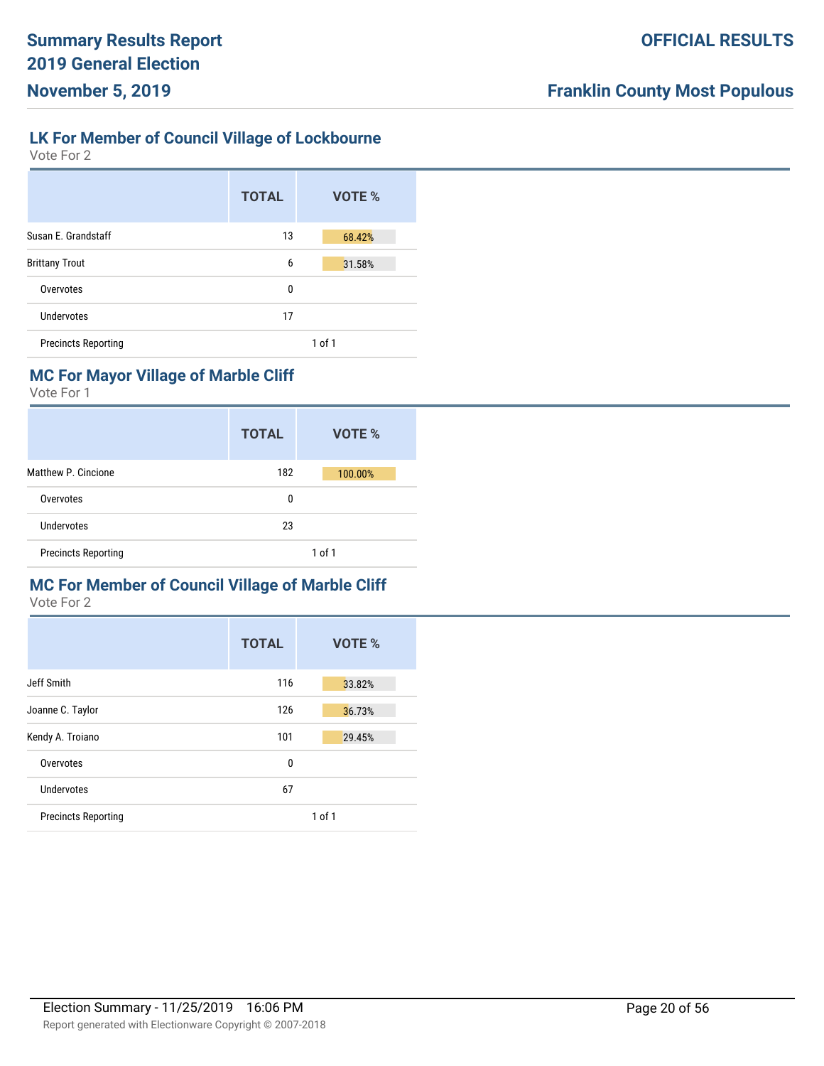## LK For Member of Council Village of Lockbourne

Vote For 2

| | TOTAL | VOTE % |
|---|---|---|
| Susan E. Grandstaff | 13 | 68.42% |
| Brittany Trout | 6 | 31.58% |
| Overvotes | 0 | |
| Undervotes | 17 | |
| Precincts Reporting | | 1 of 1 |

## MC For Mayor Village of Marble Cliff

Vote For 1

| | TOTAL | VOTE % |
|---|---|---|
| Matthew P. Cincione | 182 | 100.00% |
| Overvotes | 0 | |
| Undervotes | 23 | |
| Precincts Reporting | | 1 of 1 |

## MC For Member of Council Village of Marble Cliff

Vote For 2

| | TOTAL | VOTE % |
|---|---|---|
| Jeff Smith | 116 | 33.82% |
| Joanne C. Taylor | 126 | 36.73% |
| Kendy A. Troiano | 101 | 29.45% |
| Overvotes | 0 | |
| Undervotes | 67 | |
| Precincts Reporting | | 1 of 1 |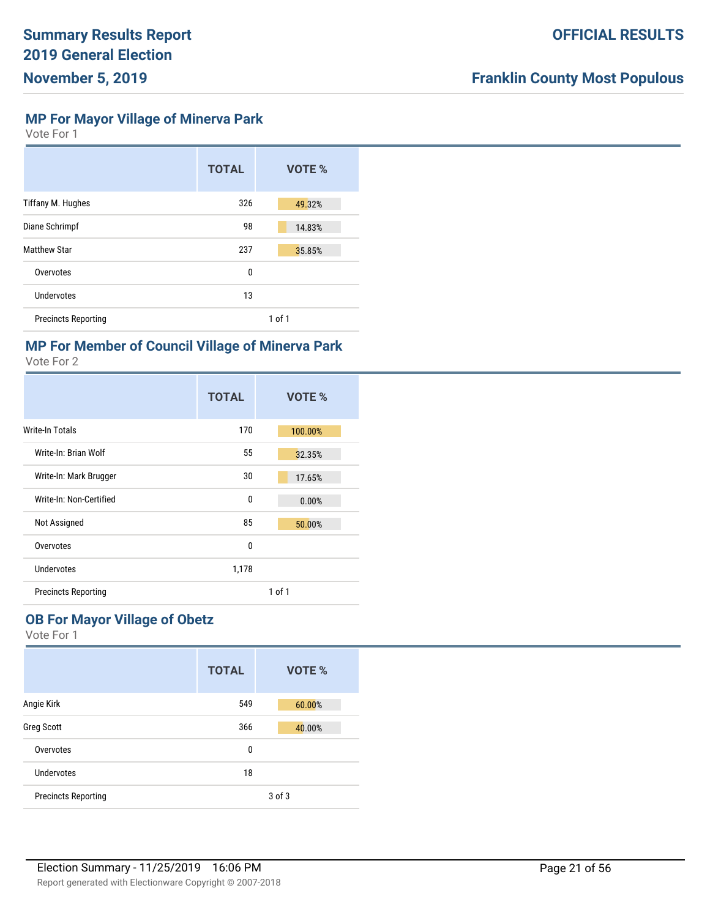## MP For Mayor Village of Minerva Park

Vote For 1

| | TOTAL | VOTE % |
|---|---|---|
| Tiffany M. Hughes | 326 | 49.32% |
| Diane Schrimpf | 98 | 14.83% |
| Matthew Star | 237 | 35.85% |
| Overvotes | 0 | |
| Undervotes | 13 | |
| Precincts Reporting | | 1 of 1 |

## MP For Member of Council Village of Minerva Park

Vote For 2

| | TOTAL | VOTE % |
|---|---|---|
| Write-In Totals | 170 | 100.00% |
| Write-In: Brian Wolf | 55 | 32.35% |
| Write-In: Mark Brugger | 30 | 17.65% |
| Write-In: Non-Certified | 0 | 0.00% |
| Not Assigned | 85 | 50.00% |
| Overvotes | 0 | |
| Undervotes | 1,178 | |
| Precincts Reporting | | 1 of 1 |

## OB For Mayor Village of Obetz

Vote For 1

| | TOTAL | VOTE % |
|---|---|---|
| Angie Kirk | 549 | 60.00% |
| Greg Scott | 366 | 40.00% |
| Overvotes | 0 | |
| Undervotes | 18 | |
| Precincts Reporting | | 3 of 3 |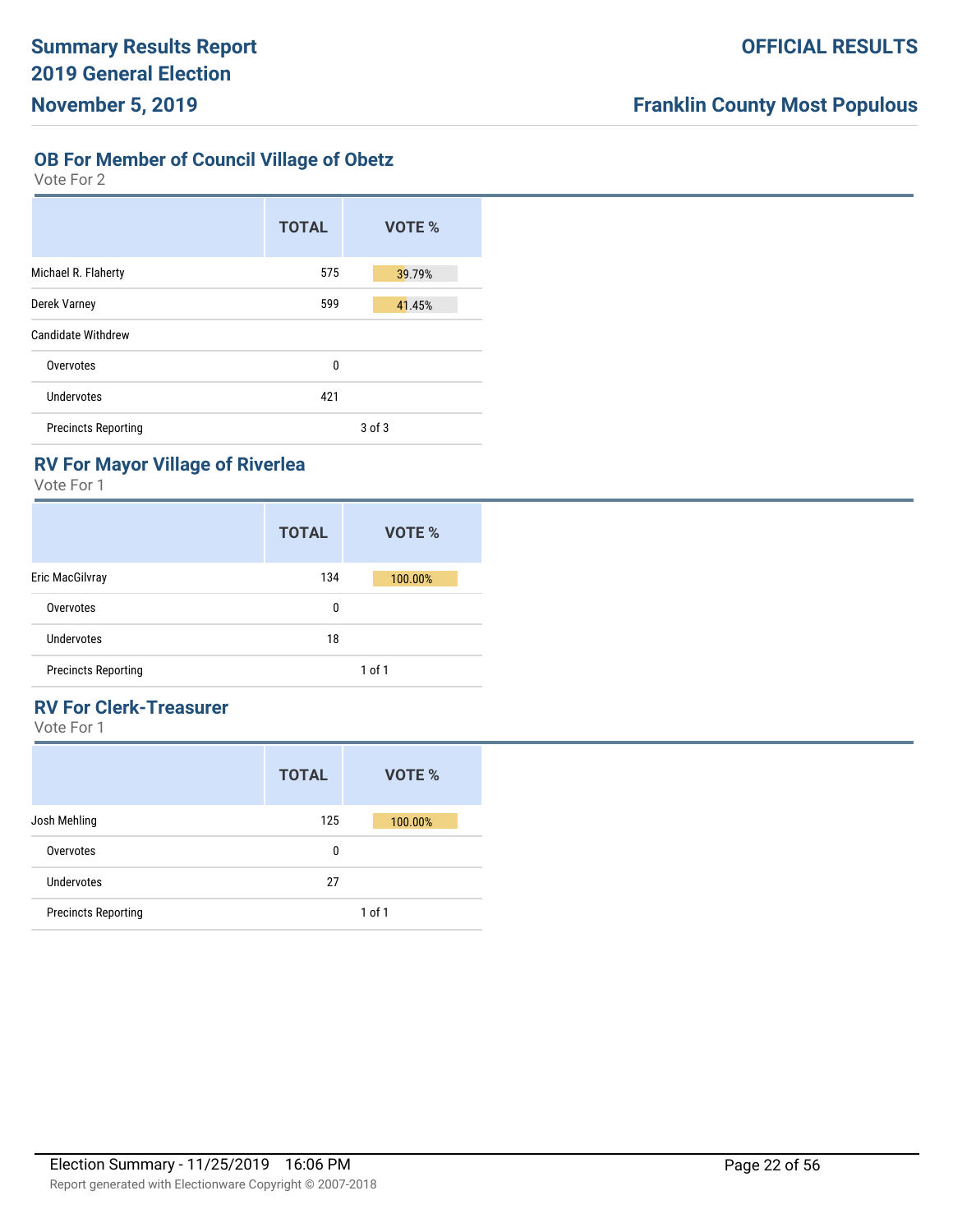## OB For Member of Council Village of Obetz

Vote For 2

| | TOTAL | VOTE % |
|---|---|---|
| Michael R. Flaherty | 575 | 39.79% |
| Derek Varney | 599 | 41.45% |
| Candidate Withdrew | | |
| Overvotes | 0 | |
| Undervotes | 421 | |
| Precincts Reporting | | 3 of 3 |

## RV For Mayor Village of Riverlea

Vote For 1

| | TOTAL | VOTE % |
|---|---|---|
| Eric MacGilvray | 134 | 100.00% |
| Overvotes | 0 | |
| Undervotes | 18 | |
| Precincts Reporting | | 1 of 1 |

## RV For Clerk-Treasurer

Vote For 1

| | TOTAL | VOTE % |
|---|---|---|
| Josh Mehling | 125 | 100.00% |
| Overvotes | 0 | |
| Undervotes | 27 | |
| Precincts Reporting | | 1 of 1 |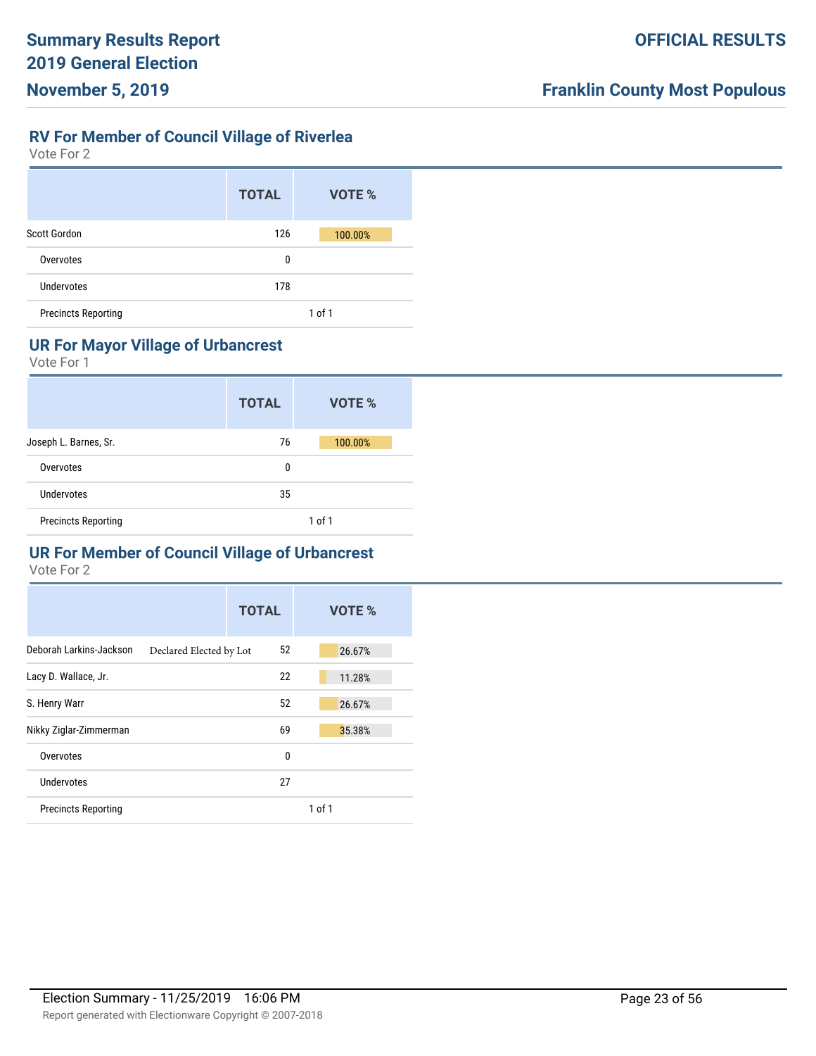## RV For Member of Council Village of Riverlea

Vote For 2

| | TOTAL | VOTE % |
|---|---|---|
| Scott Gordon | 126 | 100.00% |
| Overvotes | 0 | |
| Undervotes | 178 | |
| Precincts Reporting | | 1 of 1 |

## UR For Mayor Village of Urbancrest

Vote For 1

| | TOTAL | VOTE % |
|---|---|---|
| Joseph L. Barnes, Sr. | 76 | 100.00% |
| Overvotes | 0 | |
| Undervotes | 35 | |
| Precincts Reporting | | 1 of 1 |

## UR For Member of Council Village of Urbancrest

Vote For 2

| | TOTAL | VOTE % |
|---|---|---|
| Deborah Larkins-Jackson Declared Elected by Lot | 52 | 26.67% |
| Lacy D. Wallace, Jr. | 22 | 11.28% |
| S. Henry Warr | 52 | 26.67% |
| Nikky Ziglar-Zimmerman | 69 | 35.38% |
| Overvotes | 0 | |
| Undervotes | 27 | |
| Precincts Reporting | | 1 of 1 |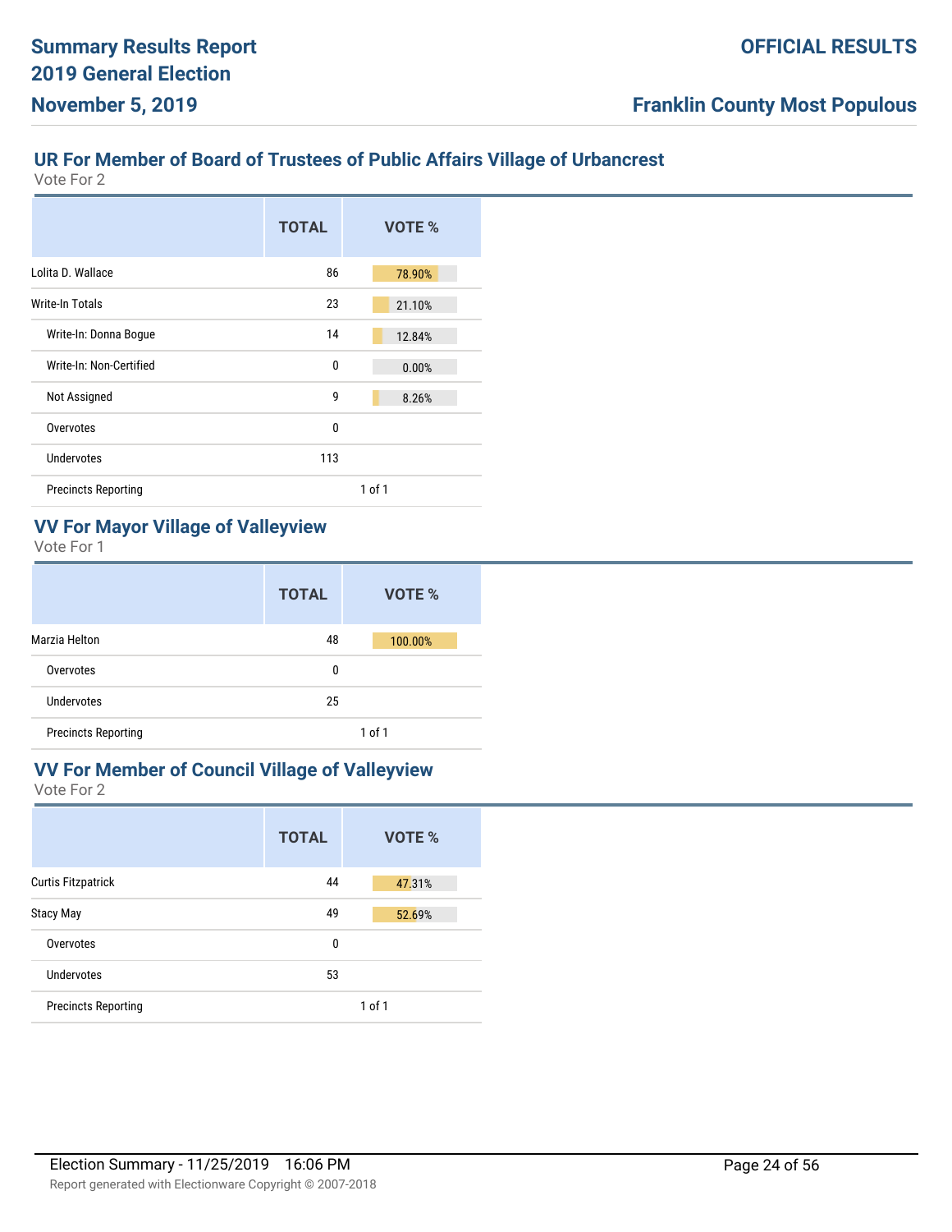## UR For Member of Board of Trustees of Public Affairs Village of Urbancrest

Vote For 2

| | TOTAL | VOTE % |
|---|---|---|
| Lolita D. Wallace | 86 | 78.90% |
| Write-In Totals | 23 | 21.10% |
| Write-In: Donna Bogue | 14 | 12.84% |
| Write-In: Non-Certified | 0 | 0.00% |
| Not Assigned | 9 | 8.26% |
| Overvotes | 0 | |
| Undervotes | 113 | |
| Precincts Reporting | | 1 of 1 |

## VV For Mayor Village of Valleyview

Vote For 1

| | TOTAL | VOTE % |
|---|---|---|
| Marzia Helton | 48 | 100.00% |
| Overvotes | 0 | |
| Undervotes | 25 | |
| Precincts Reporting | | 1 of 1 |

## VV For Member of Council Village of Valleyview

Vote For 2

| | TOTAL | VOTE % |
|---|---|---|
| Curtis Fitzpatrick | 44 | 47.31% |
| Stacy May | 49 | 52.69% |
| Overvotes | 0 | |
| Undervotes | 53 | |
| Precincts Reporting | | 1 of 1 |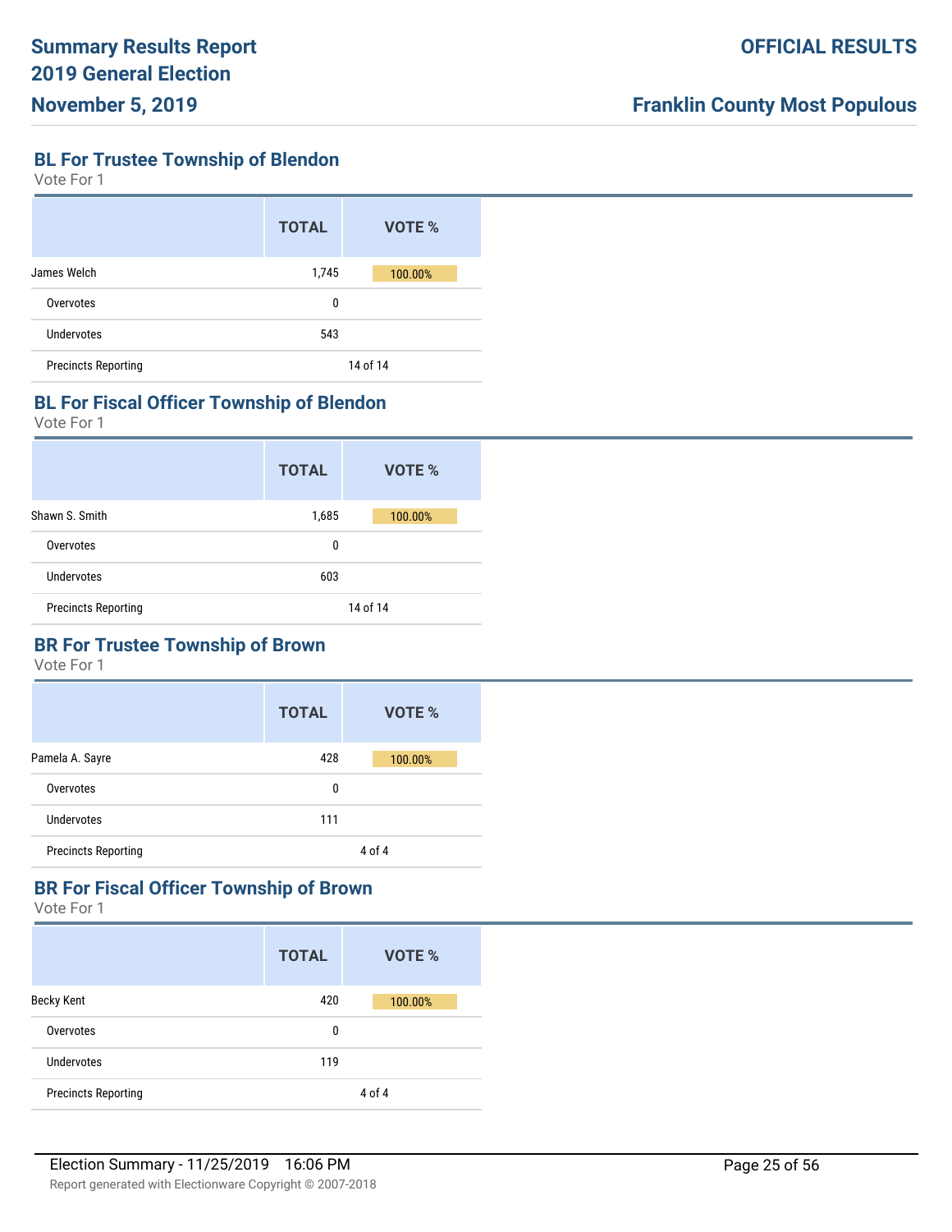## BL For Trustee Township of Blendon

Vote For 1

| | TOTAL | VOTE % |
|---|---|---|
| James Welch | 1,745 | 100.00% |
| Overvotes | 0 | |
| Undervotes | 543 | |
| Precincts Reporting | 14 of 14 | |

## BL For Fiscal Officer Township of Blendon

Vote For 1

| | TOTAL | VOTE % |
|---|---|---|
| Shawn S. Smith | 1,685 | 100.00% |
| Overvotes | 0 | |
| Undervotes | 603 | |
| Precincts Reporting | 14 of 14 | |

## BR For Trustee Township of Brown

Vote For 1

| | TOTAL | VOTE % |
|---|---|---|
| Pamela A. Sayre | 428 | 100.00% |
| Overvotes | 0 | |
| Undervotes | 111 | |
| Precincts Reporting | 4 of 4 | |

## BR For Fiscal Officer Township of Brown

Vote For 1

| | TOTAL | VOTE % |
|---|---|---|
| Becky Kent | 420 | 100.00% |
| Overvotes | 0 | |
| Undervotes | 119 | |
| Precincts Reporting | 4 of 4 | |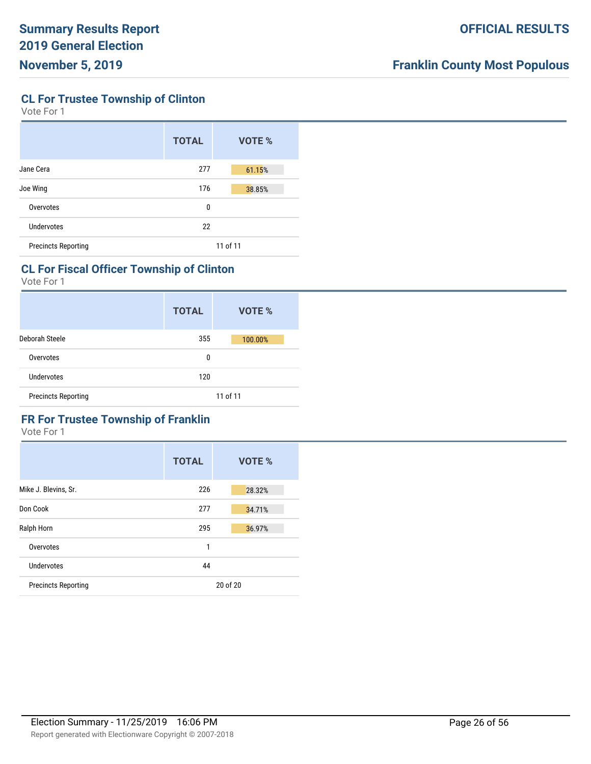## CL For Trustee Township of Clinton

Vote For 1

| | TOTAL | VOTE % |
|---|---|---|
| Jane Cera | 277 | 61.15% |
| Joe Wing | 176 | 38.85% |
| Overvotes | 0 | |
| Undervotes | 22 | |
| Precincts Reporting | 11 of 11 | |

## CL For Fiscal Officer Township of Clinton

Vote For 1

| | TOTAL | VOTE % |
|---|---|---|
| Deborah Steele | 355 | 100.00% |
| Overvotes | 0 | |
| Undervotes | 120 | |
| Precincts Reporting | 11 of 11 | |

## FR For Trustee Township of Franklin

Vote For 1

| | TOTAL | VOTE % |
|---|---|---|
| Mike J. Blevins, Sr. | 226 | 28.32% |
| Don Cook | 277 | 34.71% |
| Ralph Horn | 295 | 36.97% |
| Overvotes | 1 | |
| Undervotes | 44 | |
| Precincts Reporting | 20 of 20 | |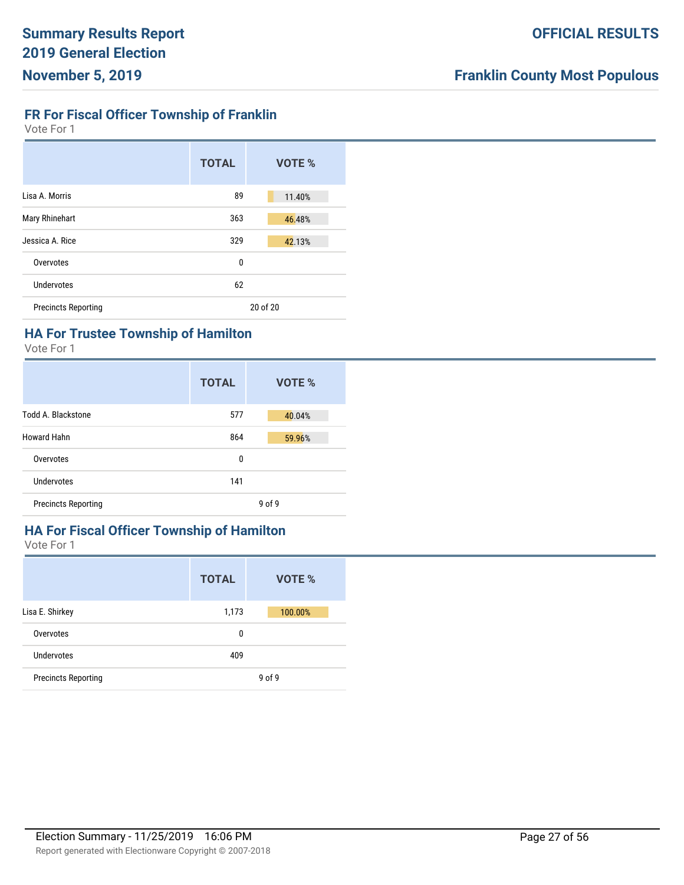## FR For Fiscal Officer Township of Franklin

Vote For 1

| | TOTAL | VOTE % |
|---|---|---|
| Lisa A. Morris | 89 | 11.40% |
| Mary Rhinehart | 363 | 46.48% |
| Jessica A. Rice | 329 | 42.13% |
| Overvotes | 0 | |
| Undervotes | 62 | |
| Precincts Reporting | 20 of 20 | |

## HA For Trustee Township of Hamilton

Vote For 1

| | TOTAL | VOTE % |
|---|---|---|
| Todd A. Blackstone | 577 | 40.04% |
| Howard Hahn | 864 | 59.96% |
| Overvotes | 0 | |
| Undervotes | 141 | |
| Precincts Reporting | 9 of 9 | |

## HA For Fiscal Officer Township of Hamilton

Vote For 1

| | TOTAL | VOTE % |
|---|---|---|
| Lisa E. Shirkey | 1,173 | 100.00% |
| Overvotes | 0 | |
| Undervotes | 409 | |
| Precincts Reporting | 9 of 9 | |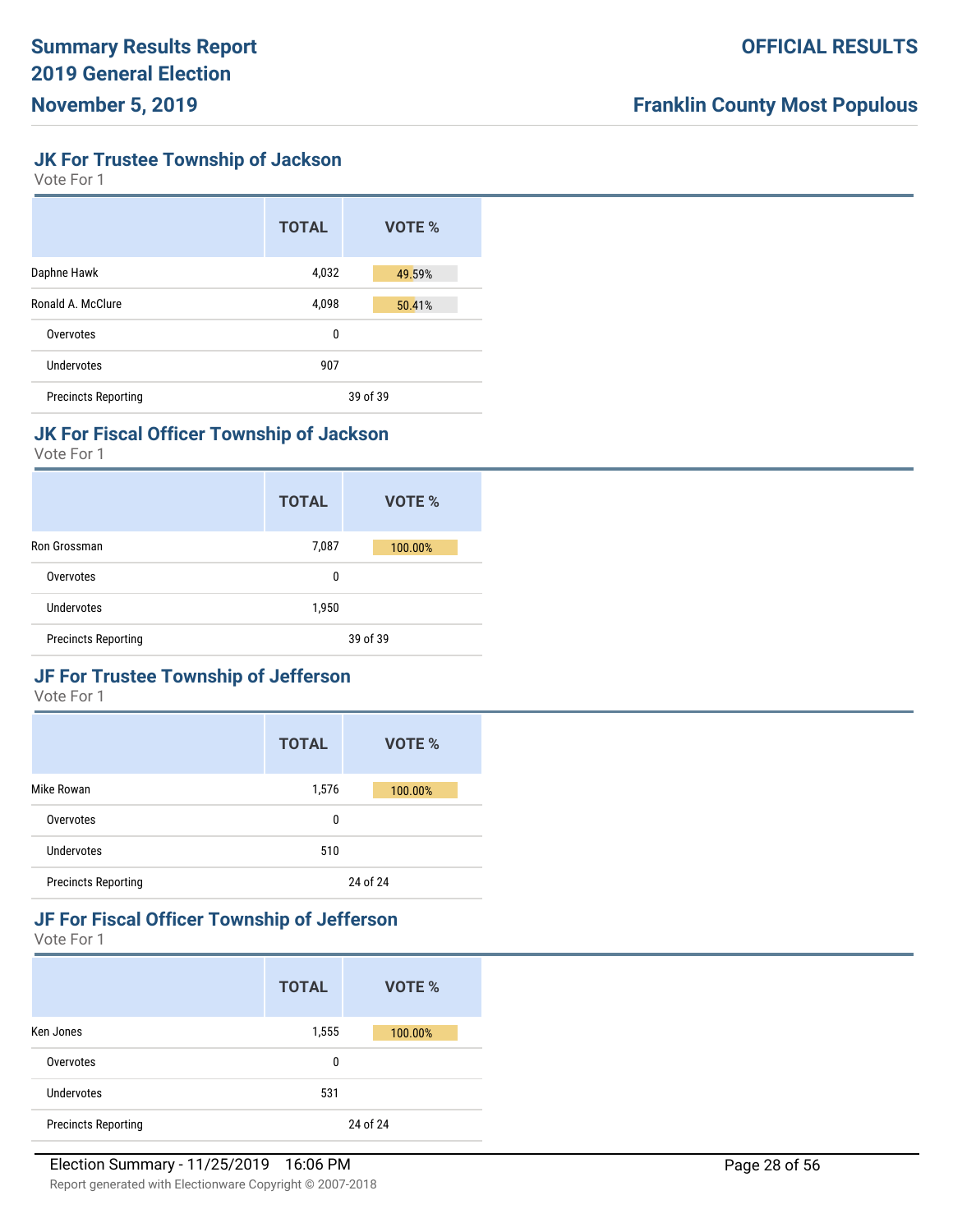# Summary Results Report
# 2019 General Election
# November 5, 2019

**OFFICIAL RESULTS**

**Franklin County Most Populous**

## JK For Trustee Township of Jackson

Vote For 1

| | TOTAL | VOTE % |
|---|---|---|
| Daphne Hawk | 4,032 | 49.59% |
| Ronald A. McClure | 4,098 | 50.41% |
| Overvotes | 0 | |
| Undervotes | 907 | |
| Precincts Reporting | 39 of 39 | |

## JK For Fiscal Officer Township of Jackson

Vote For 1

| | TOTAL | VOTE % |
|---|---|---|
| Ron Grossman | 7,087 | 100.00% |
| Overvotes | 0 | |
| Undervotes | 1,950 | |
| Precincts Reporting | 39 of 39 | |

## JF For Trustee Township of Jefferson

Vote For 1

| | TOTAL | VOTE % |
|---|---|---|
| Mike Rowan | 1,576 | 100.00% |
| Overvotes | 0 | |
| Undervotes | 510 | |
| Precincts Reporting | 24 of 24 | |

## JF For Fiscal Officer Township of Jefferson

Vote For 1

| | TOTAL | VOTE % |
|---|---|---|
| Ken Jones | 1,555 | 100.00% |
| Overvotes | 0 | |
| Undervotes | 531 | |
| Precincts Reporting | 24 of 24 | |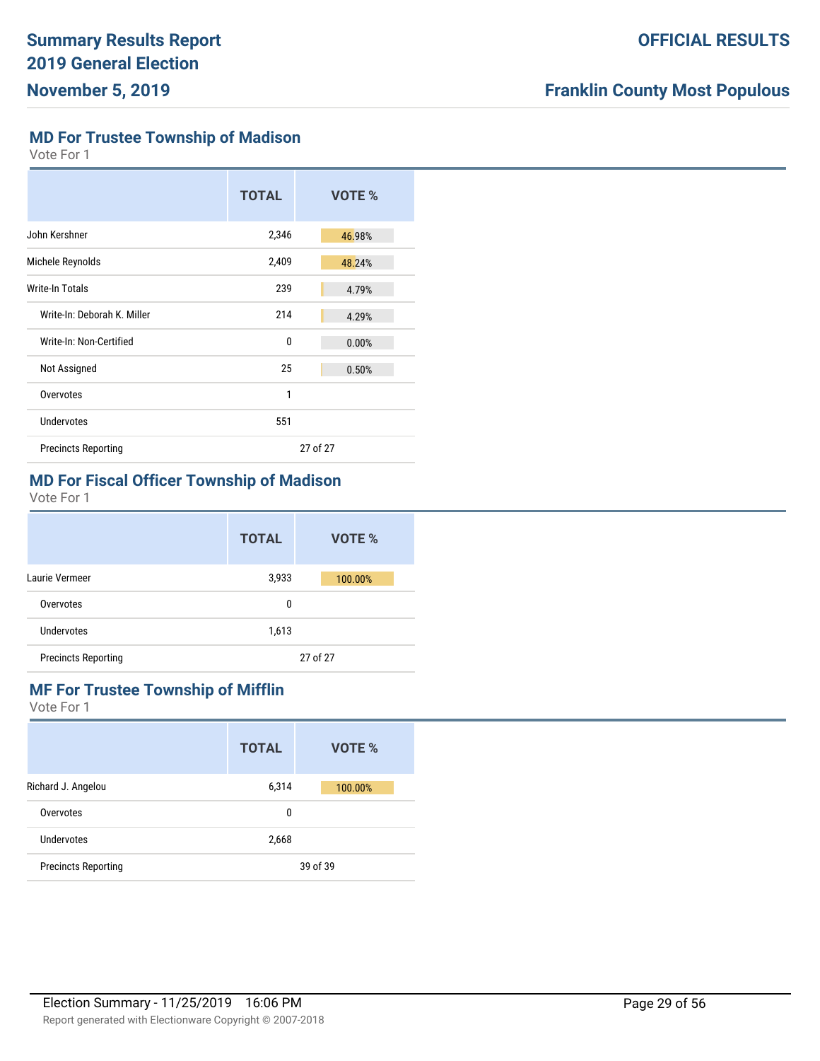## MD For Trustee Township of Madison

Vote For 1

| | TOTAL | VOTE % |
|---|---|---|
| John Kershner | 2,346 | 46.98% |
| Michele Reynolds | 2,409 | 48.24% |
| Write-In Totals | 239 | 4.79% |
| Write-In: Deborah K. Miller | 214 | 4.29% |
| Write-In: Non-Certified | 0 | 0.00% |
| Not Assigned | 25 | 0.50% |
| Overvotes | 1 | |
| Undervotes | 551 | |
| Precincts Reporting | 27 of 27 | |

## MD For Fiscal Officer Township of Madison

Vote For 1

| | TOTAL | VOTE % |
|---|---|---|
| Laurie Vermeer | 3,933 | 100.00% |
| Overvotes | 0 | |
| Undervotes | 1,613 | |
| Precincts Reporting | 27 of 27 | |

## MF For Trustee Township of Mifflin

Vote For 1

| | TOTAL | VOTE % |
|---|---|---|
| Richard J. Angelou | 6,314 | 100.00% |
| Overvotes | 0 | |
| Undervotes | 2,668 | |
| Precincts Reporting | 39 of 39 | |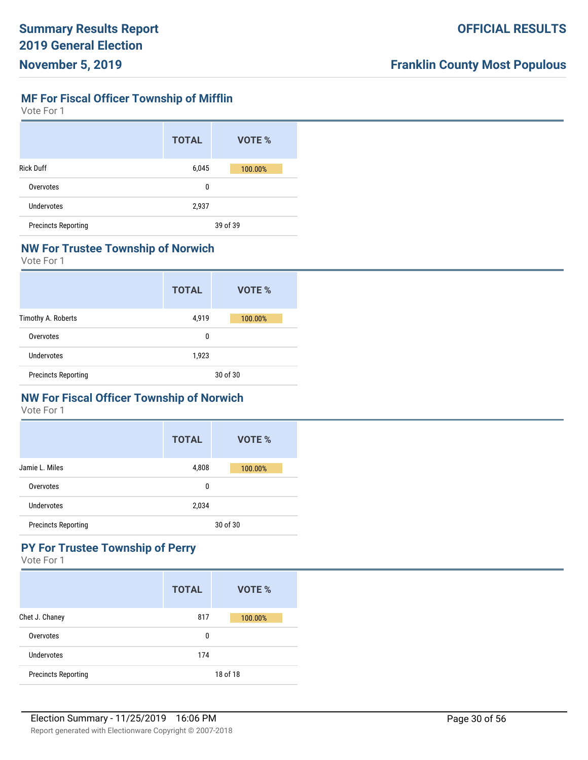## MF For Fiscal Officer Township of Mifflin

Vote For 1

| | TOTAL | VOTE % |
|---|---|---|
| Rick Duff | 6,045 | 100.00% |
| Overvotes | 0 | |
| Undervotes | 2,937 | |
| Precincts Reporting | | 39 of 39 |

## NW For Trustee Township of Norwich

Vote For 1

| | TOTAL | VOTE % |
|---|---|---|
| Timothy A. Roberts | 4,919 | 100.00% |
| Overvotes | 0 | |
| Undervotes | 1,923 | |
| Precincts Reporting | | 30 of 30 |

## NW For Fiscal Officer Township of Norwich

Vote For 1

| | TOTAL | VOTE % |
|---|---|---|
| Jamie L. Miles | 4,808 | 100.00% |
| Overvotes | 0 | |
| Undervotes | 2,034 | |
| Precincts Reporting | | 30 of 30 |

## PY For Trustee Township of Perry

Vote For 1

| | TOTAL | VOTE % |
|---|---|---|
| Chet J. Chaney | 817 | 100.00% |
| Overvotes | 0 | |
| Undervotes | 174 | |
| Precincts Reporting | | 18 of 18 |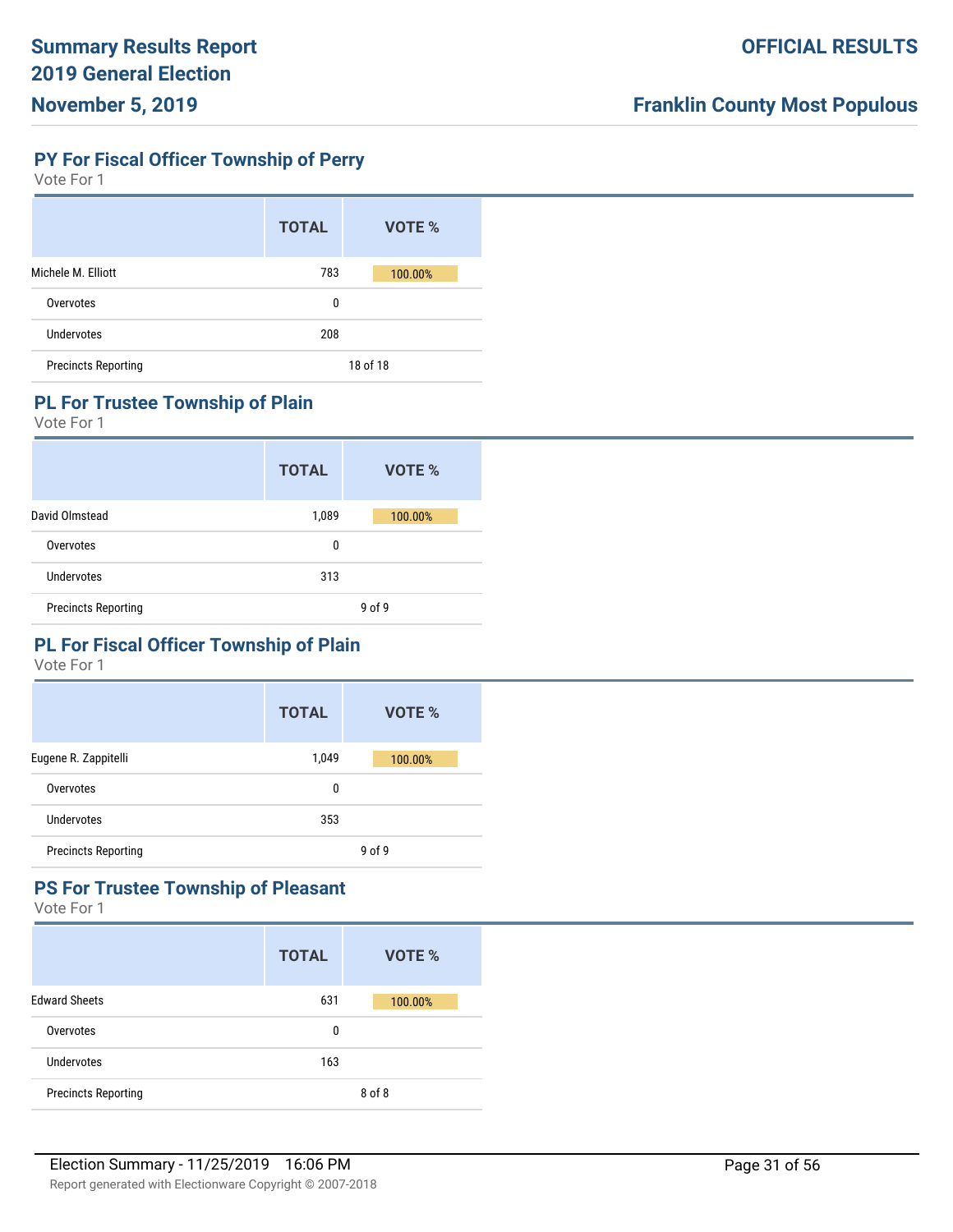## PY For Fiscal Officer Township of Perry

Vote For 1

| | TOTAL | VOTE % |
|---|---|---|
| Michele M. Elliott | 783 | 100.00% |
| Overvotes | 0 | |
| Undervotes | 208 | |
| Precincts Reporting | 18 of 18 | |

## PL For Trustee Township of Plain

Vote For 1

| | TOTAL | VOTE % |
|---|---|---|
| David Olmstead | 1,089 | 100.00% |
| Overvotes | 0 | |
| Undervotes | 313 | |
| Precincts Reporting | 9 of 9 | |

## PL For Fiscal Officer Township of Plain

Vote For 1

| | TOTAL | VOTE % |
|---|---|---|
| Eugene R. Zappitelli | 1,049 | 100.00% |
| Overvotes | 0 | |
| Undervotes | 353 | |
| Precincts Reporting | 9 of 9 | |

## PS For Trustee Township of Pleasant

Vote For 1

| | TOTAL | VOTE % |
|---|---|---|
| Edward Sheets | 631 | 100.00% |
| Overvotes | 0 | |
| Undervotes | 163 | |
| Precincts Reporting | 8 of 8 | |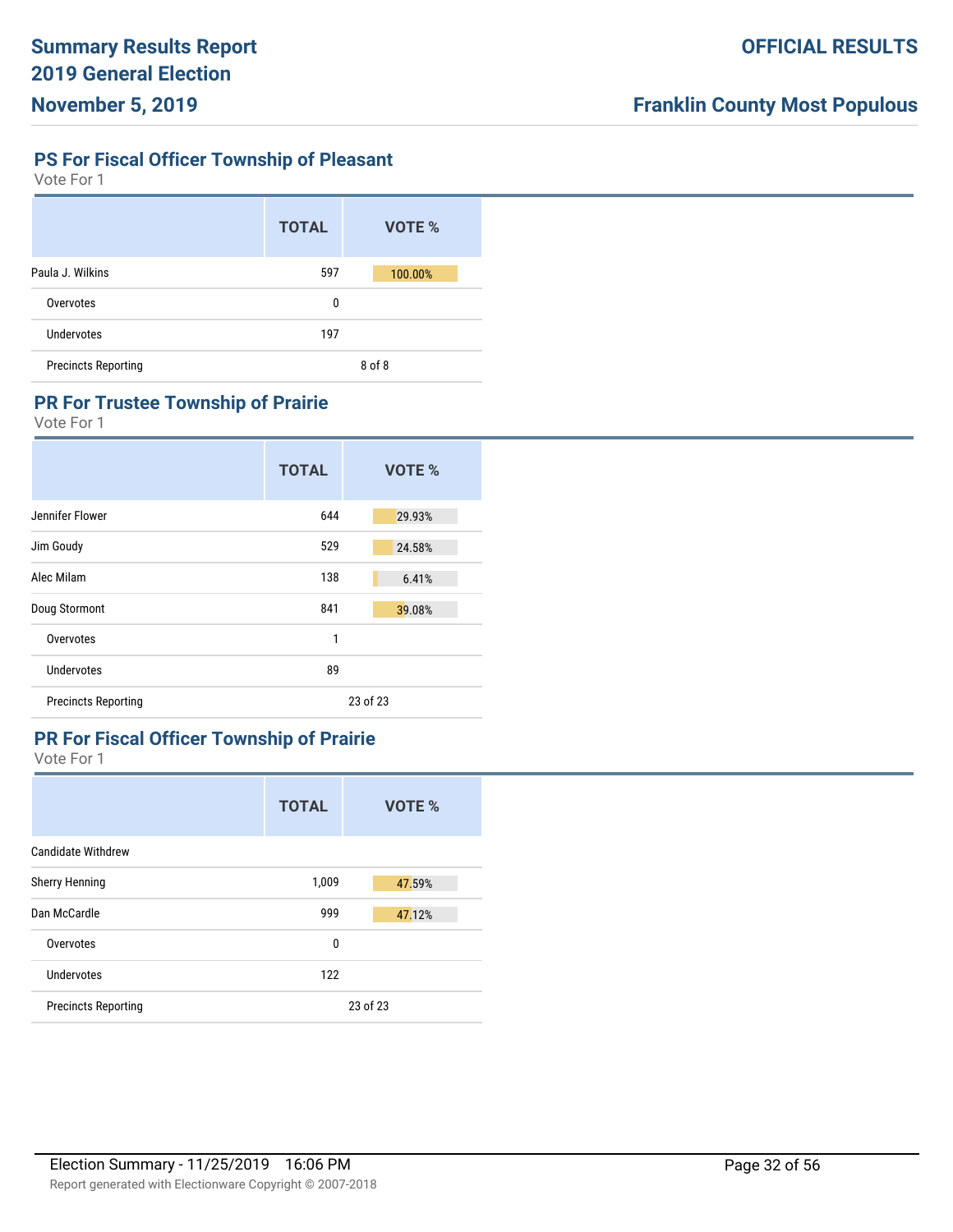## PS For Fiscal Officer Township of Pleasant

Vote For 1

| | TOTAL | VOTE % |
|---|---|---|
| Paula J. Wilkins | 597 | 100.00% |
| Overvotes | 0 | |
| Undervotes | 197 | |
| Precincts Reporting | 8 of 8 | |

## PR For Trustee Township of Prairie

Vote For 1

| | TOTAL | VOTE % |
|---|---|---|
| Jennifer Flower | 644 | 29.93% |
| Jim Goudy | 529 | 24.58% |
| Alec Milam | 138 | 6.41% |
| Doug Stormont | 841 | 39.08% |
| Overvotes | 1 | |
| Undervotes | 89 | |
| Precincts Reporting | 23 of 23 | |

## PR For Fiscal Officer Township of Prairie

Vote For 1

| | TOTAL | VOTE % |
|---|---|---|
| Candidate Withdrew | | |
| Sherry Henning | 1,009 | 47.59% |
| Dan McCardle | 999 | 47.12% |
| Overvotes | 0 | |
| Undervotes | 122 | |
| Precincts Reporting | 23 of 23 | |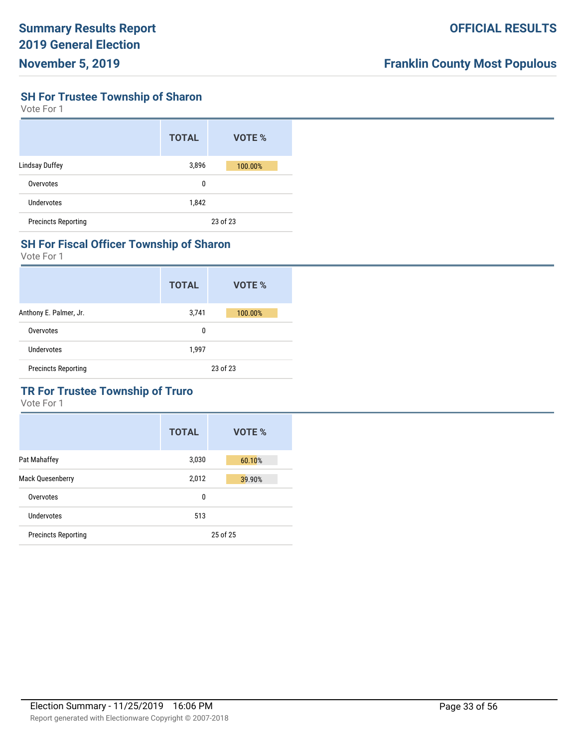## SH For Trustee Township of Sharon

Vote For 1

| | TOTAL | VOTE % |
|---|---|---|
| Lindsay Duffey | 3,896 | 100.00% |
| Overvotes | 0 | |
| Undervotes | 1,842 | |
| Precincts Reporting | 23 of 23 | |

## SH For Fiscal Officer Township of Sharon

Vote For 1

| | TOTAL | VOTE % |
|---|---|---|
| Anthony E. Palmer, Jr. | 3,741 | 100.00% |
| Overvotes | 0 | |
| Undervotes | 1,997 | |
| Precincts Reporting | 23 of 23 | |

## TR For Trustee Township of Truro

Vote For 1

| | TOTAL | VOTE % |
|---|---|---|
| Pat Mahaffey | 3,030 | 60.10% |
| Mack Quesenberry | 2,012 | 39.90% |
| Overvotes | 0 | |
| Undervotes | 513 | |
| Precincts Reporting | 25 of 25 | |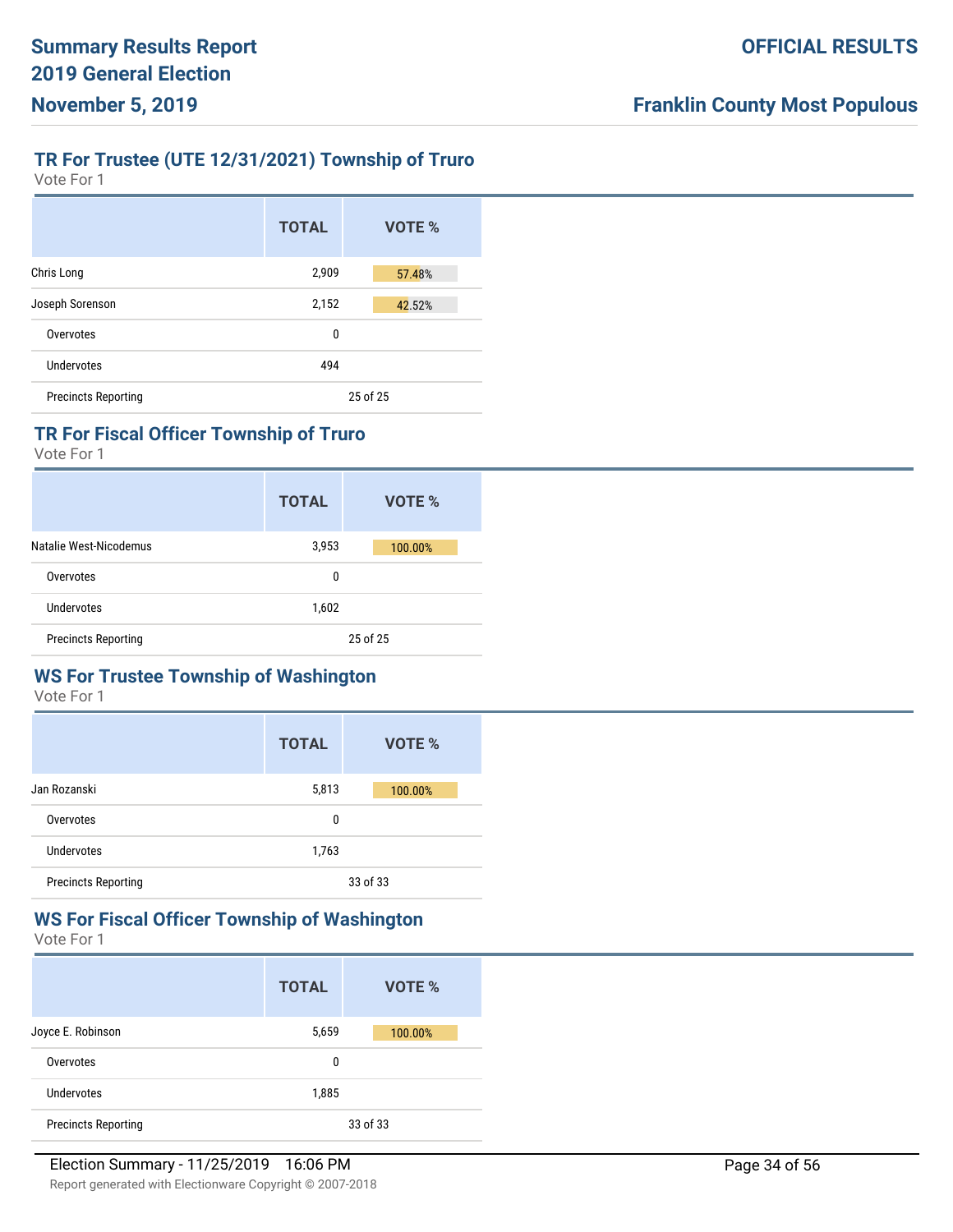## TR For Trustee (UTE 12/31/2021) Township of Truro

Vote For 1

| | TOTAL | VOTE % |
|---|---|---|
| Chris Long | 2,909 | 57.48% |
| Joseph Sorenson | 2,152 | 42.52% |
| Overvotes | 0 | |
| Undervotes | 494 | |
| Precincts Reporting | | 25 of 25 |

## TR For Fiscal Officer Township of Truro

Vote For 1

| | TOTAL | VOTE % |
|---|---|---|
| Natalie West-Nicodemus | 3,953 | 100.00% |
| Overvotes | 0 | |
| Undervotes | 1,602 | |
| Precincts Reporting | | 25 of 25 |

## WS For Trustee Township of Washington

Vote For 1

| | TOTAL | VOTE % |
|---|---|---|
| Jan Rozanski | 5,813 | 100.00% |
| Overvotes | 0 | |
| Undervotes | 1,763 | |
| Precincts Reporting | | 33 of 33 |

## WS For Fiscal Officer Township of Washington

Vote For 1

| | TOTAL | VOTE % |
|---|---|---|
| Joyce E. Robinson | 5,659 | 100.00% |
| Overvotes | 0 | |
| Undervotes | 1,885 | |
| Precincts Reporting | | 33 of 33 |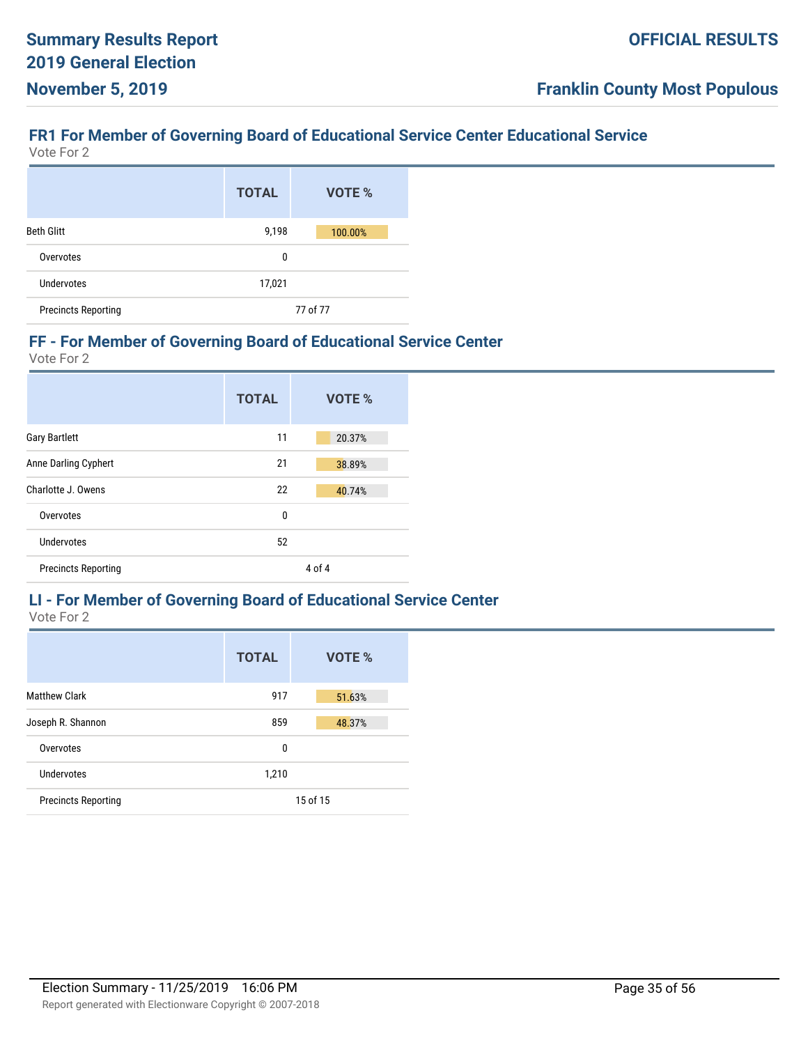## FR1 For Member of Governing Board of Educational Service Center Educational Service

Vote For 2

| | TOTAL | VOTE % |
|---|---|---|
| Beth Glitt | 9,198 | 100.00% |
| Overvotes | 0 | |
| Undervotes | 17,021 | |
| Precincts Reporting | 77 of 77 | |

## FF - For Member of Governing Board of Educational Service Center

Vote For 2

| | TOTAL | VOTE % |
|---|---|---|
| Gary Bartlett | 11 | 20.37% |
| Anne Darling Cyphert | 21 | 38.89% |
| Charlotte J. Owens | 22 | 40.74% |
| Overvotes | 0 | |
| Undervotes | 52 | |
| Precincts Reporting | 4 of 4 | |

## LI - For Member of Governing Board of Educational Service Center

Vote For 2

| | TOTAL | VOTE % |
|---|---|---|
| Matthew Clark | 917 | 51.63% |
| Joseph R. Shannon | 859 | 48.37% |
| Overvotes | 0 | |
| Undervotes | 1,210 | |
| Precincts Reporting | 15 of 15 | |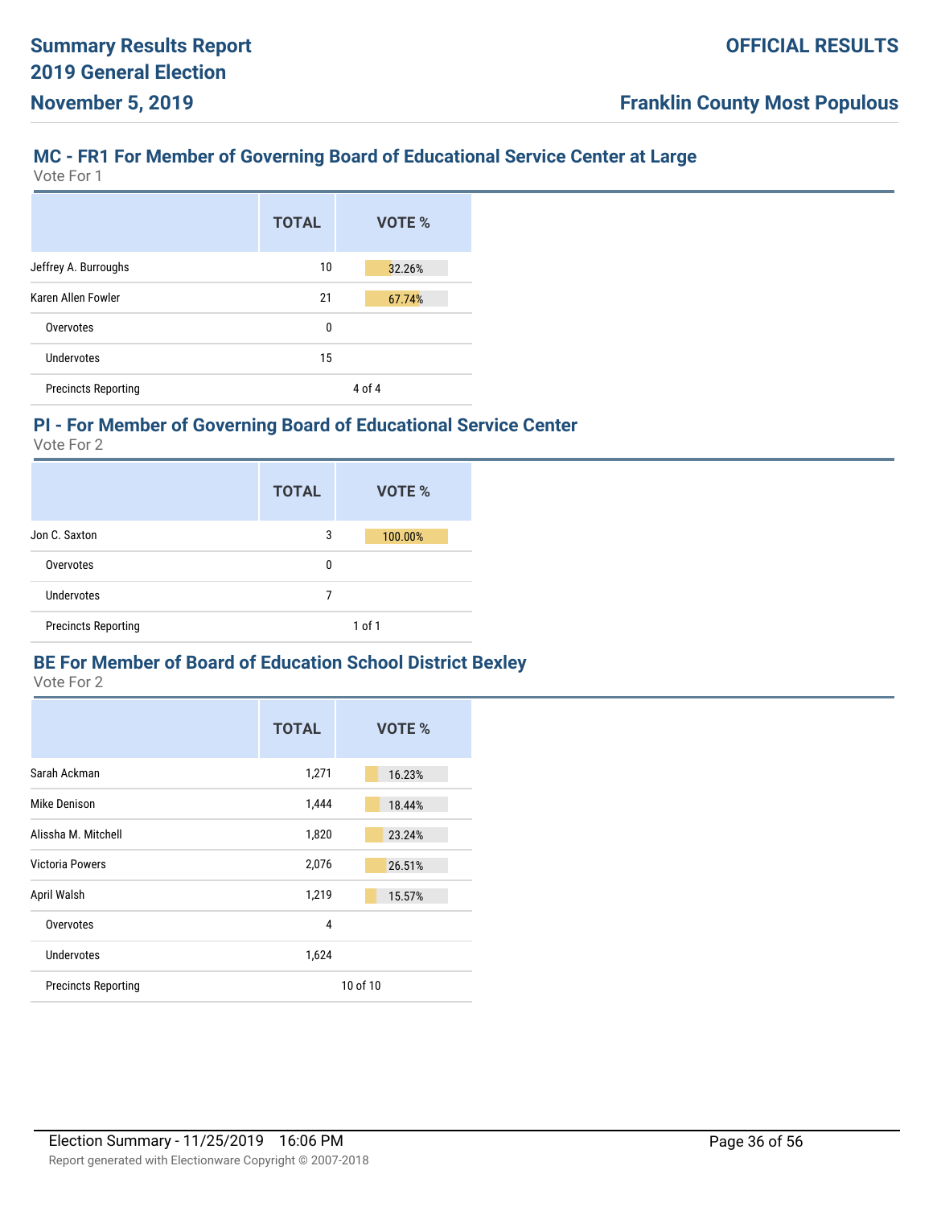## MC - FR1 For Member of Governing Board of Educational Service Center at Large

Vote For 1

| | TOTAL | VOTE % |
|---|---|---|
| Jeffrey A. Burroughs | 10 | 32.26% |
| Karen Allen Fowler | 21 | 67.74% |
| Overvotes | 0 | |
| Undervotes | 15 | |
| Precincts Reporting | 4 of 4 | |

## PI - For Member of Governing Board of Educational Service Center

Vote For 2

| | TOTAL | VOTE % |
|---|---|---|
| Jon C. Saxton | 3 | 100.00% |
| Overvotes | 0 | |
| Undervotes | 7 | |
| Precincts Reporting | 1 of 1 | |

## BE For Member of Board of Education School District Bexley

Vote For 2

| | TOTAL | VOTE % |
|---|---|---|
| Sarah Ackman | 1,271 | 16.23% |
| Mike Denison | 1,444 | 18.44% |
| Alissha M. Mitchell | 1,820 | 23.24% |
| Victoria Powers | 2,076 | 26.51% |
| April Walsh | 1,219 | 15.57% |
| Overvotes | 4 | |
| Undervotes | 1,624 | |
| Precincts Reporting | 10 of 10 | |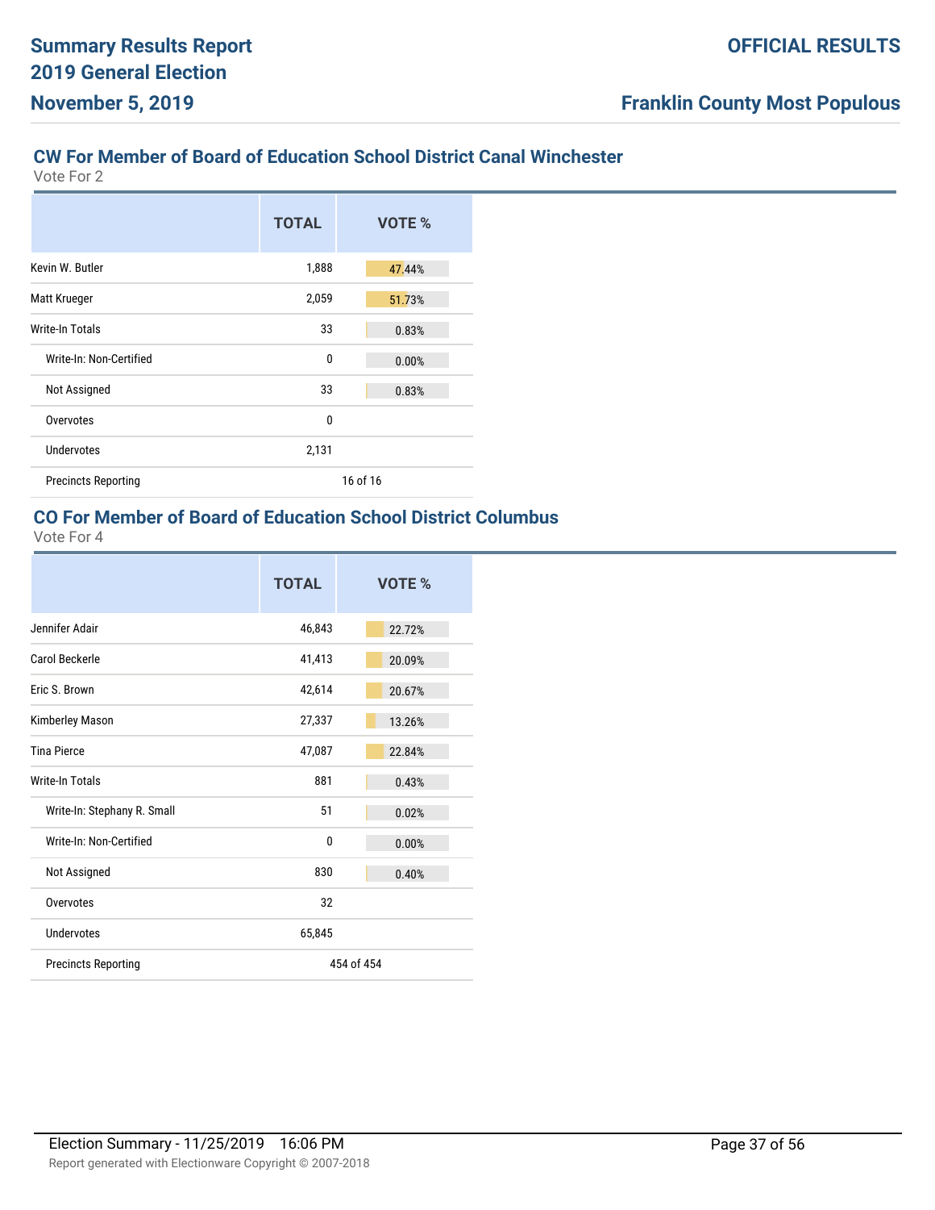## CW For Member of Board of Education School District Canal Winchester

Vote For 2

| | TOTAL | VOTE % |
|---|---|---|
| Kevin W. Butler | 1,888 | 47.44% |
| Matt Krueger | 2,059 | 51.73% |
| Write-In Totals | 33 | 0.83% |
| Write-In: Non-Certified | 0 | 0.00% |
| Not Assigned | 33 | 0.83% |
| Overvotes | 0 | |
| Undervotes | 2,131 | |
| Precincts Reporting | 16 of 16 | |

## CO For Member of Board of Education School District Columbus

Vote For 4

| | TOTAL | VOTE % |
|---|---|---|
| Jennifer Adair | 46,843 | 22.72% |
| Carol Beckerle | 41,413 | 20.09% |
| Eric S. Brown | 42,614 | 20.67% |
| Kimberley Mason | 27,337 | 13.26% |
| Tina Pierce | 47,087 | 22.84% |
| Write-In Totals | 881 | 0.43% |
| Write-In: Stephany R. Small | 51 | 0.02% |
| Write-In: Non-Certified | 0 | 0.00% |
| Not Assigned | 830 | 0.40% |
| Overvotes | 32 | |
| Undervotes | 65,845 | |
| Precincts Reporting | 454 of 454 | |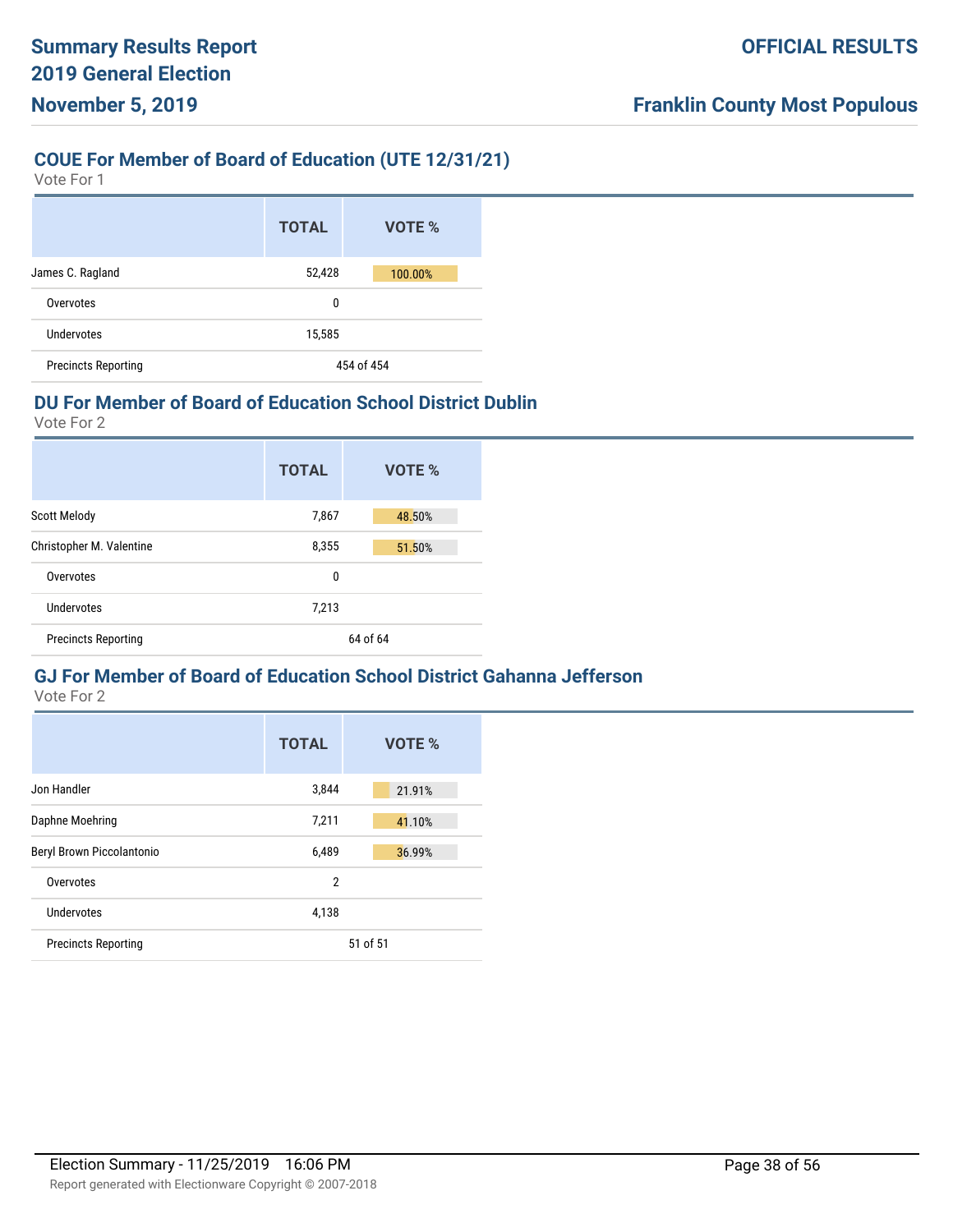## COUE For Member of Board of Education (UTE 12/31/21)

Vote For 1

| | TOTAL | VOTE % |
|---|---|---|
| James C. Ragland | 52,428 | 100.00% |
| Overvotes | 0 | |
| Undervotes | 15,585 | |
| Precincts Reporting | 454 of 454 | |

## DU For Member of Board of Education School District Dublin

Vote For 2

| | TOTAL | VOTE % |
|---|---|---|
| Scott Melody | 7,867 | 48.50% |
| Christopher M. Valentine | 8,355 | 51.50% |
| Overvotes | 0 | |
| Undervotes | 7,213 | |
| Precincts Reporting | 64 of 64 | |

## GJ For Member of Board of Education School District Gahanna Jefferson

Vote For 2

| | TOTAL | VOTE % |
|---|---|---|
| Jon Handler | 3,844 | 21.91% |
| Daphne Moehring | 7,211 | 41.10% |
| Beryl Brown Piccolantonio | 6,489 | 36.99% |
| Overvotes | 2 | |
| Undervotes | 4,138 | |
| Precincts Reporting | 51 of 51 | |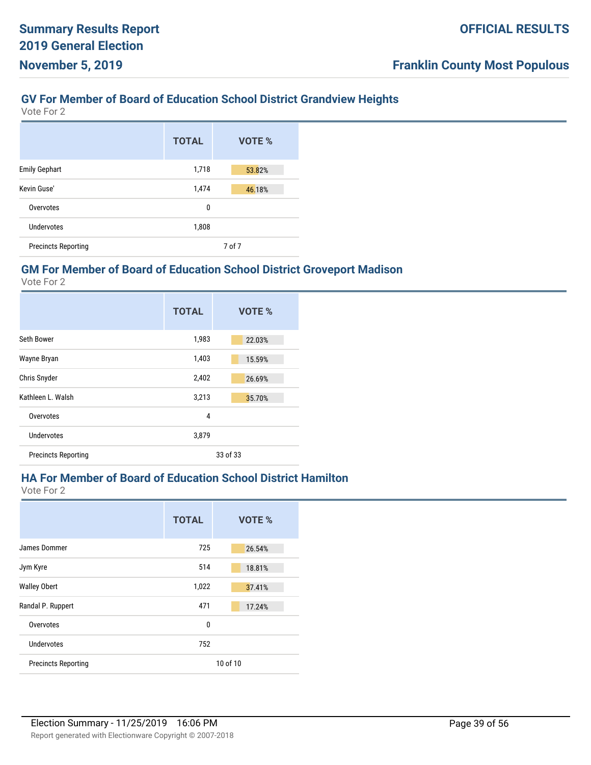## GV For Member of Board of Education School District Grandview Heights

Vote For 2

| | TOTAL | VOTE % |
|---|---|---|
| Emily Gephart | 1,718 | 53.82% |
| Kevin Guse' | 1,474 | 46.18% |
| Overvotes | 0 | |
| Undervotes | 1,808 | |
| Precincts Reporting | 7 of 7 | |

## GM For Member of Board of Education School District Groveport Madison

Vote For 2

| | TOTAL | VOTE % |
|---|---|---|
| Seth Bower | 1,983 | 22.03% |
| Wayne Bryan | 1,403 | 15.59% |
| Chris Snyder | 2,402 | 26.69% |
| Kathleen L. Walsh | 3,213 | 35.70% |
| Overvotes | 4 | |
| Undervotes | 3,879 | |
| Precincts Reporting | 33 of 33 | |

## HA For Member of Board of Education School District Hamilton

Vote For 2

| | TOTAL | VOTE % |
|---|---|---|
| James Dommer | 725 | 26.54% |
| Jym Kyre | 514 | 18.81% |
| Walley Obert | 1,022 | 37.41% |
| Randal P. Ruppert | 471 | 17.24% |
| Overvotes | 0 | |
| Undervotes | 752 | |
| Precincts Reporting | 10 of 10 | |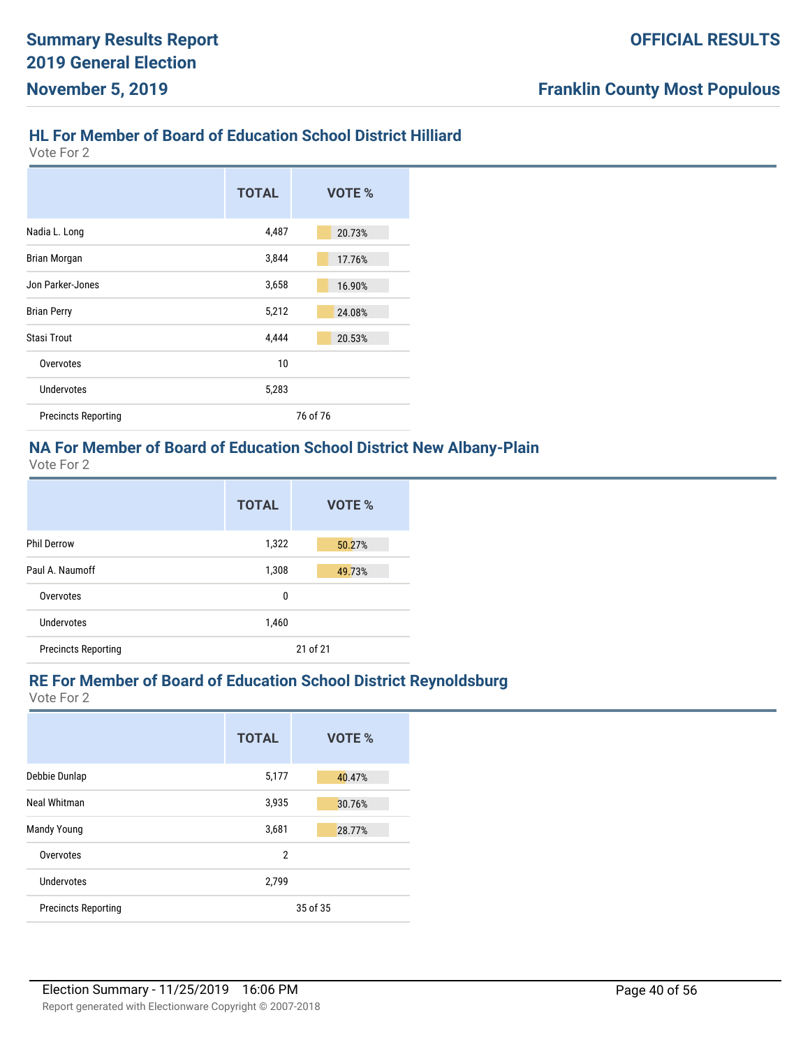## HL For Member of Board of Education School District Hilliard

Vote For 2

| | TOTAL | VOTE % |
|---|---|---|
| Nadia L. Long | 4,487 | 20.73% |
| Brian Morgan | 3,844 | 17.76% |
| Jon Parker-Jones | 3,658 | 16.90% |
| Brian Perry | 5,212 | 24.08% |
| Stasi Trout | 4,444 | 20.53% |
| Overvotes | 10 | |
| Undervotes | 5,283 | |
| Precincts Reporting | | 76 of 76 |

## NA For Member of Board of Education School District New Albany-Plain

Vote For 2

| | TOTAL | VOTE % |
|---|---|---|
| Phil Derrow | 1,322 | 50.27% |
| Paul A. Naumoff | 1,308 | 49.73% |
| Overvotes | 0 | |
| Undervotes | 1,460 | |
| Precincts Reporting | | 21 of 21 |

## RE For Member of Board of Education School District Reynoldsburg

Vote For 2

| | TOTAL | VOTE % |
|---|---|---|
| Debbie Dunlap | 5,177 | 40.47% |
| Neal Whitman | 3,935 | 30.76% |
| Mandy Young | 3,681 | 28.77% |
| Overvotes | 2 | |
| Undervotes | 2,799 | |
| Precincts Reporting | | 35 of 35 |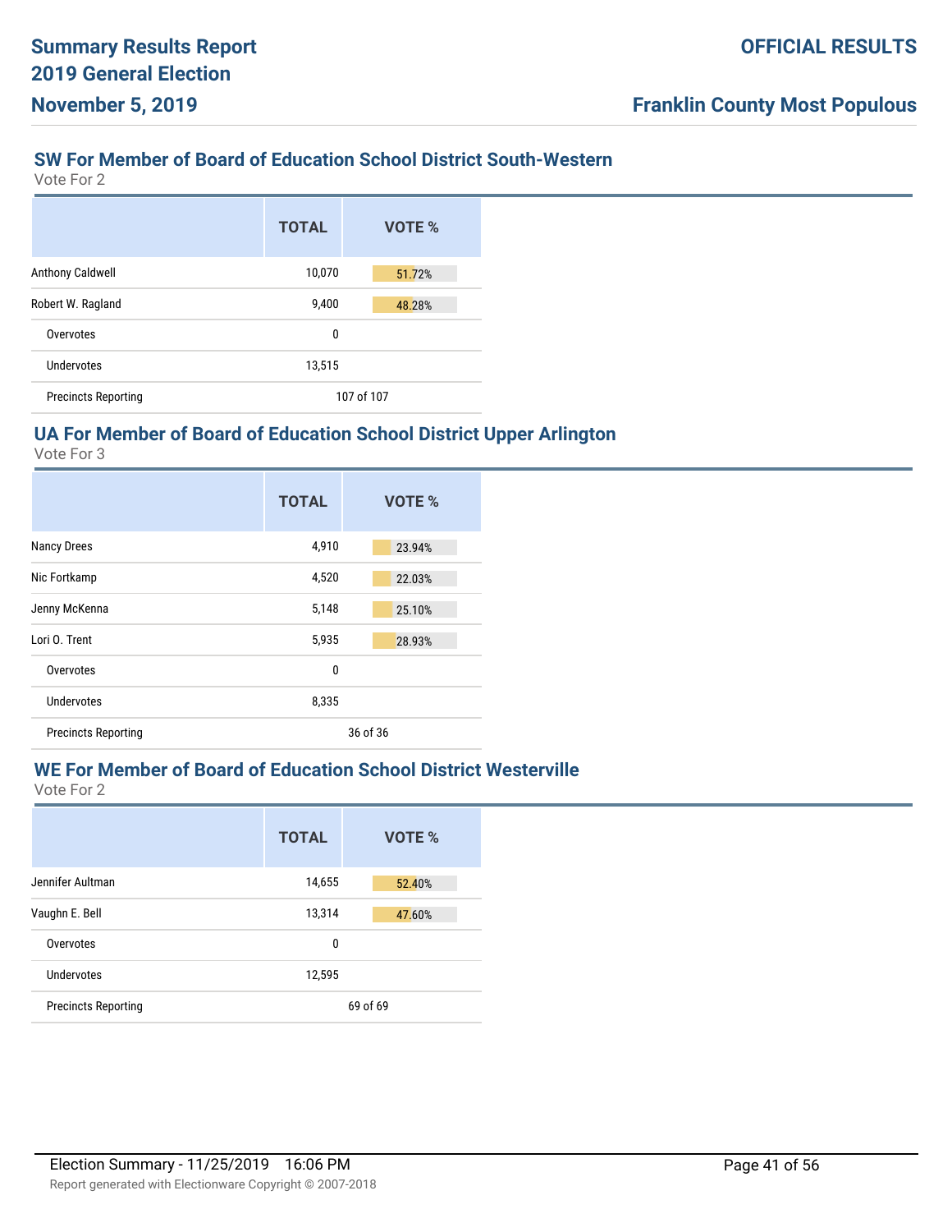## SW For Member of Board of Education School District South-Western

Vote For 2

| | TOTAL | VOTE % |
|---|---|---|
| Anthony Caldwell | 10,070 | 51.72% |
| Robert W. Ragland | 9,400 | 48.28% |
| Overvotes | 0 | |
| Undervotes | 13,515 | |
| Precincts Reporting | 107 of 107 | |

## UA For Member of Board of Education School District Upper Arlington

Vote For 3

| | TOTAL | VOTE % |
|---|---|---|
| Nancy Drees | 4,910 | 23.94% |
| Nic Fortkamp | 4,520 | 22.03% |
| Jenny McKenna | 5,148 | 25.10% |
| Lori O. Trent | 5,935 | 28.93% |
| Overvotes | 0 | |
| Undervotes | 8,335 | |
| Precincts Reporting | 36 of 36 | |

## WE For Member of Board of Education School District Westerville

Vote For 2

| | TOTAL | VOTE % |
|---|---|---|
| Jennifer Aultman | 14,655 | 52.40% |
| Vaughn E. Bell | 13,314 | 47.60% |
| Overvotes | 0 | |
| Undervotes | 12,595 | |
| Precincts Reporting | 69 of 69 | |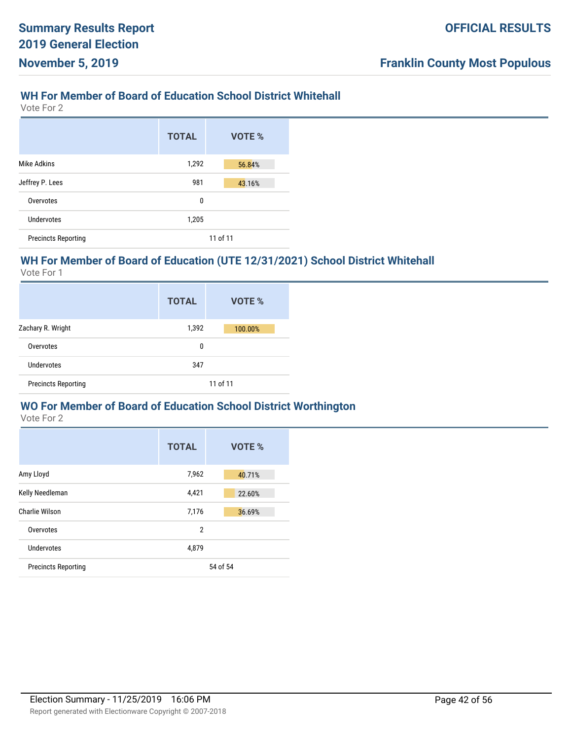## WH For Member of Board of Education School District Whitehall

Vote For 2

| | TOTAL | VOTE % |
|---|---|---|
| Mike Adkins | 1,292 | 56.84% |
| Jeffrey P. Lees | 981 | 43.16% |
| Overvotes | 0 | |
| Undervotes | 1,205 | |
| Precincts Reporting | 11 of 11 | |

## WH For Member of Board of Education (UTE 12/31/2021) School District Whitehall

Vote For 1

| | TOTAL | VOTE % |
|---|---|---|
| Zachary R. Wright | 1,392 | 100.00% |
| Overvotes | 0 | |
| Undervotes | 347 | |
| Precincts Reporting | 11 of 11 | |

## WO For Member of Board of Education School District Worthington

Vote For 2

| | TOTAL | VOTE % |
|---|---|---|
| Amy Lloyd | 7,962 | 40.71% |
| Kelly Needleman | 4,421 | 22.60% |
| Charlie Wilson | 7,176 | 36.69% |
| Overvotes | 2 | |
| Undervotes | 4,879 | |
| Precincts Reporting | 54 of 54 | |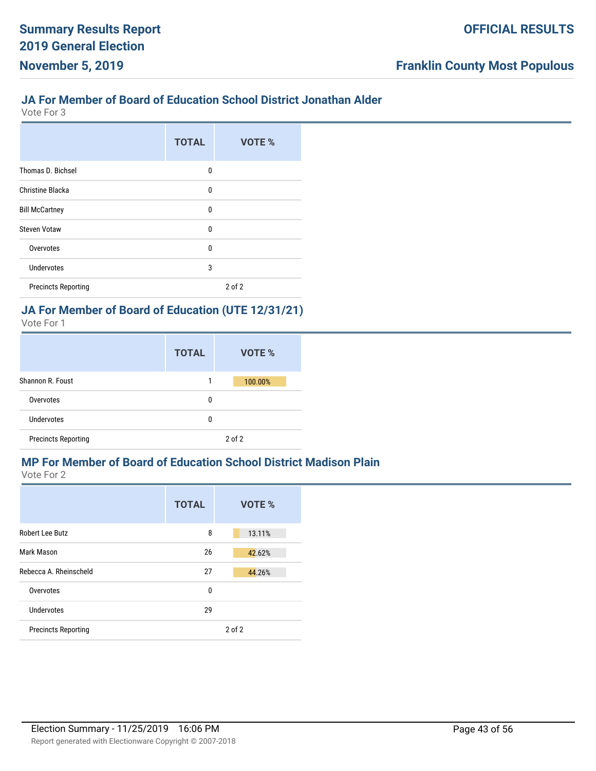## JA For Member of Board of Education School District Jonathan Alder

Vote For 3

| | TOTAL | VOTE % |
|---|---|---|
| Thomas D. Bichsel | 0 | |
| Christine Blacka | 0 | |
| Bill McCartney | 0 | |
| Steven Votaw | 0 | |
| Overvotes | 0 | |
| Undervotes | 3 | |
| Precincts Reporting | | 2 of 2 |

## JA For Member of Board of Education (UTE 12/31/21)

Vote For 1

| | TOTAL | VOTE % |
|---|---|---|
| Shannon R. Foust | 1 | 100.00% |
| Overvotes | 0 | |
| Undervotes | 0 | |
| Precincts Reporting | | 2 of 2 |

## MP For Member of Board of Education School District Madison Plain

Vote For 2

| | TOTAL | VOTE % |
|---|---|---|
| Robert Lee Butz | 8 | 13.11% |
| Mark Mason | 26 | 42.62% |
| Rebecca A. Rheinscheld | 27 | 44.26% |
| Overvotes | 0 | |
| Undervotes | 29 | |
| Precincts Reporting | | 2 of 2 |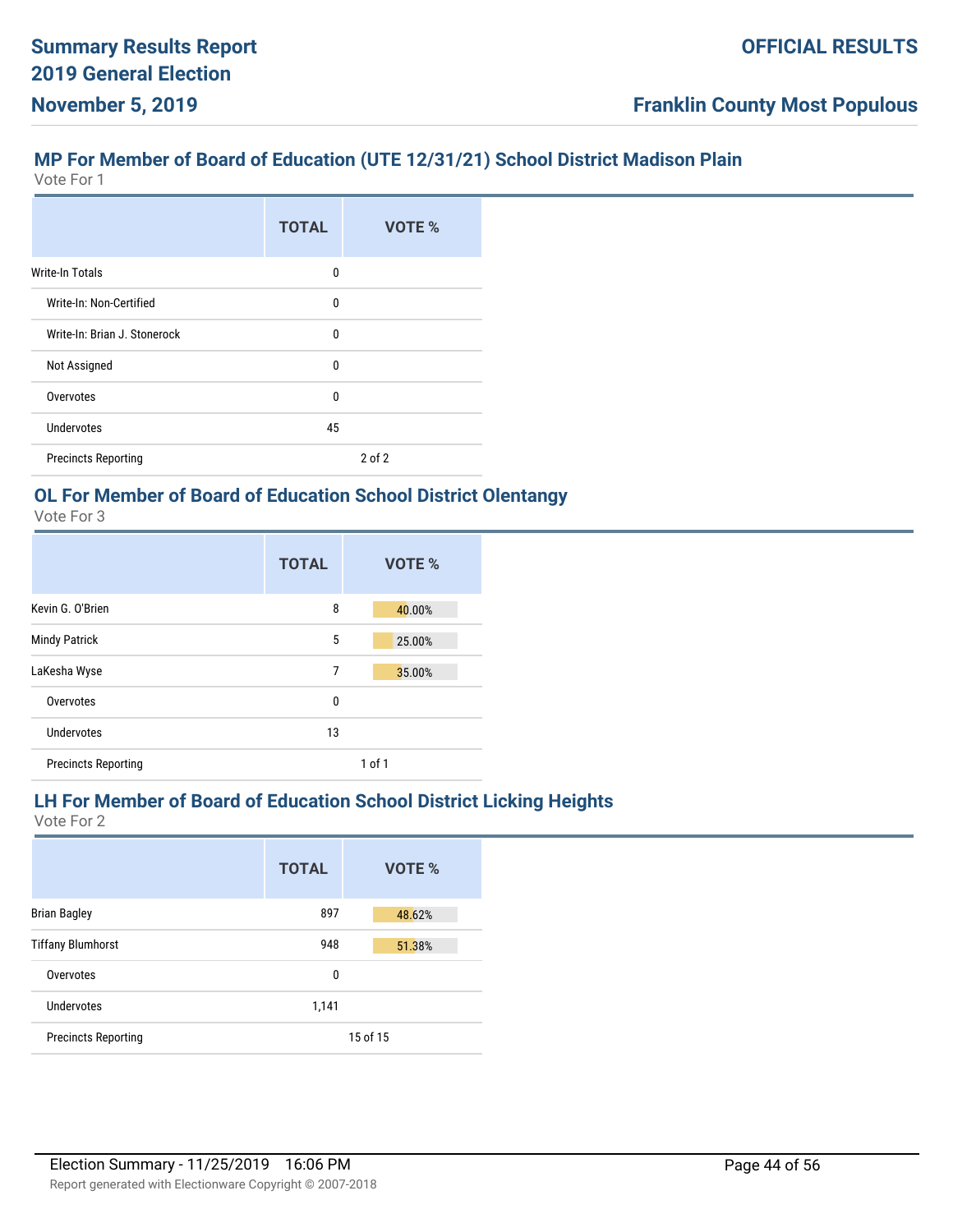## MP For Member of Board of Education (UTE 12/31/21) School District Madison Plain

Vote For 1

| | TOTAL | VOTE % |
|---|---|---|
| Write-In Totals | 0 | |
| Write-In: Non-Certified | 0 | |
| Write-In: Brian J. Stonerock | 0 | |
| Not Assigned | 0 | |
| Overvotes | 0 | |
| Undervotes | 45 | |
| Precincts Reporting | | 2 of 2 |

## OL For Member of Board of Education School District Olentangy

Vote For 3

| | TOTAL | VOTE % |
|---|---|---|
| Kevin G. O'Brien | 8 | 40.00% |
| Mindy Patrick | 5 | 25.00% |
| LaKesha Wyse | 7 | 35.00% |
| Overvotes | 0 | |
| Undervotes | 13 | |
| Precincts Reporting | | 1 of 1 |

## LH For Member of Board of Education School District Licking Heights

Vote For 2

| | TOTAL | VOTE % |
|---|---|---|
| Brian Bagley | 897 | 48.62% |
| Tiffany Blumhorst | 948 | 51.38% |
| Overvotes | 0 | |
| Undervotes | 1,141 | |
| Precincts Reporting | | 15 of 15 |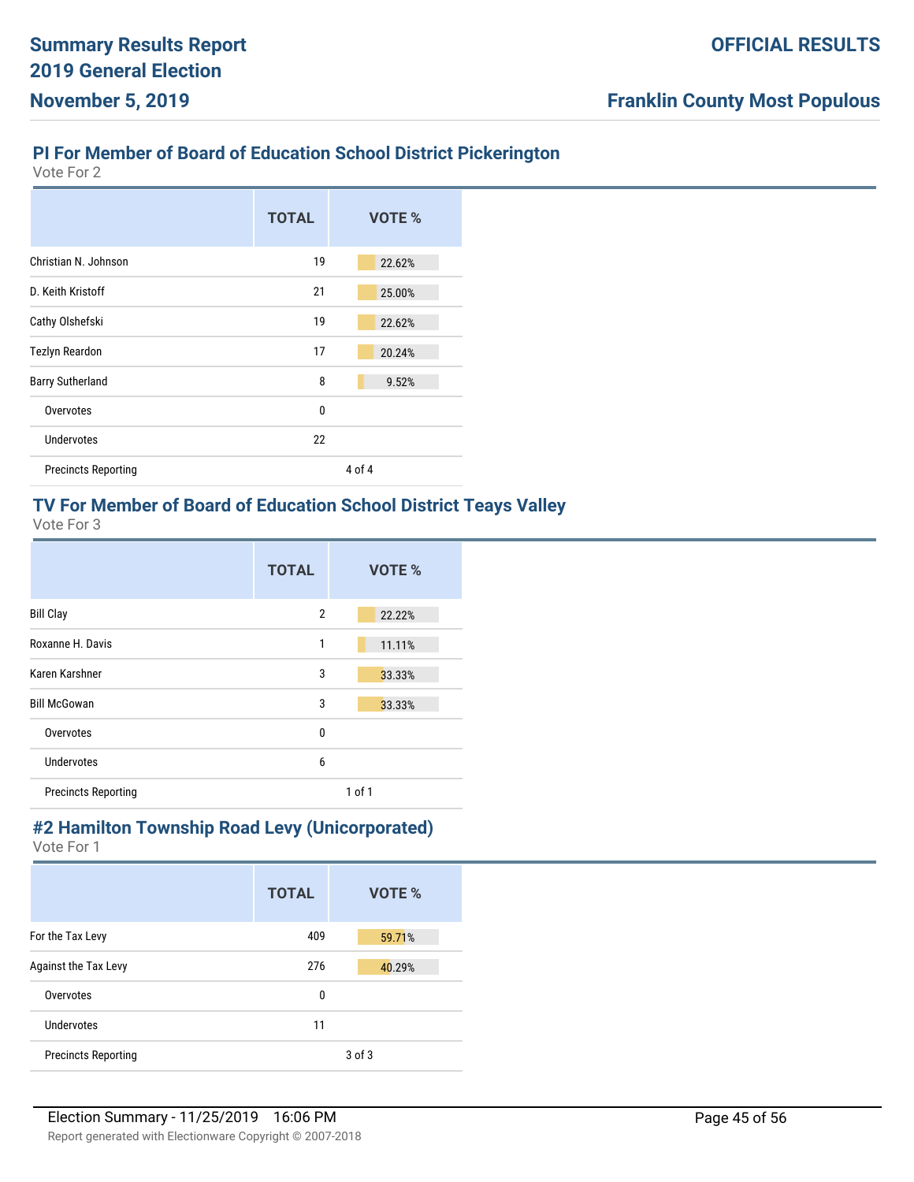## PI For Member of Board of Education School District Pickerington

Vote For 2

| | TOTAL | VOTE % |
|---|---|---|
| Christian N. Johnson | 19 | 22.62% |
| D. Keith Kristoff | 21 | 25.00% |
| Cathy Olshefski | 19 | 22.62% |
| Tezlyn Reardon | 17 | 20.24% |
| Barry Sutherland | 8 | 9.52% |
| Overvotes | 0 | |
| Undervotes | 22 | |
| Precincts Reporting | | 4 of 4 |

## TV For Member of Board of Education School District Teays Valley

Vote For 3

| | TOTAL | VOTE % |
|---|---|---|
| Bill Clay | 2 | 22.22% |
| Roxanne H. Davis | 1 | 11.11% |
| Karen Karshner | 3 | 33.33% |
| Bill McGowan | 3 | 33.33% |
| Overvotes | 0 | |
| Undervotes | 6 | |
| Precincts Reporting | | 1 of 1 |

## #2 Hamilton Township Road Levy (Unicorporated)

Vote For 1

| | TOTAL | VOTE % |
|---|---|---|
| For the Tax Levy | 409 | 59.71% |
| Against the Tax Levy | 276 | 40.29% |
| Overvotes | 0 | |
| Undervotes | 11 | |
| Precincts Reporting | | 3 of 3 |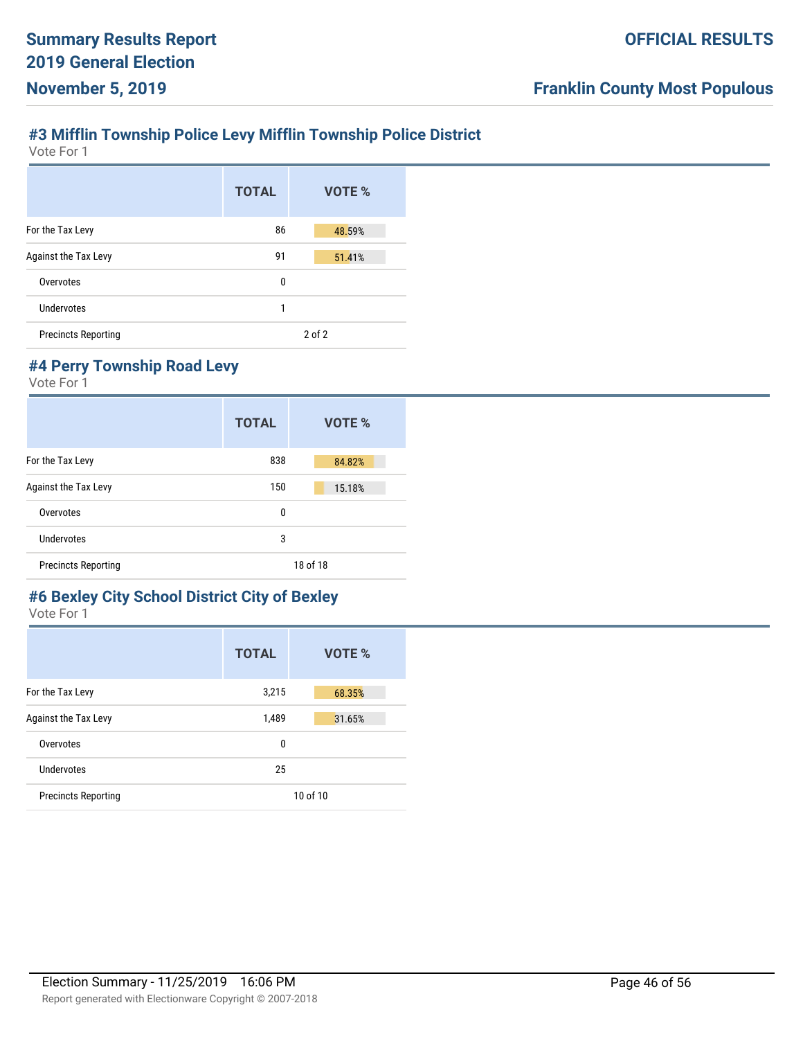## #3 Mifflin Township Police Levy Mifflin Township Police District

Vote For 1

| | TOTAL | VOTE % |
|---|---|---|
| For the Tax Levy | 86 | 48.59% |
| Against the Tax Levy | 91 | 51.41% |
| Overvotes | 0 | |
| Undervotes | 1 | |
| Precincts Reporting | | 2 of 2 |

## #4 Perry Township Road Levy

Vote For 1

| | TOTAL | VOTE % |
|---|---|---|
| For the Tax Levy | 838 | 84.82% |
| Against the Tax Levy | 150 | 15.18% |
| Overvotes | 0 | |
| Undervotes | 3 | |
| Precincts Reporting | | 18 of 18 |

## #6 Bexley City School District City of Bexley

Vote For 1

| | TOTAL | VOTE % |
|---|---|---|
| For the Tax Levy | 3,215 | 68.35% |
| Against the Tax Levy | 1,489 | 31.65% |
| Overvotes | 0 | |
| Undervotes | 25 | |
| Precincts Reporting | | 10 of 10 |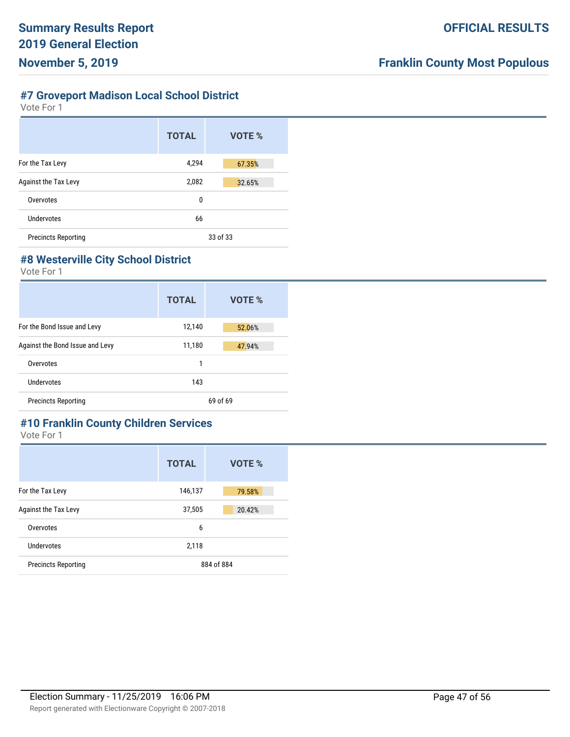### #7 Groveport Madison Local School District

Vote For 1

| | TOTAL | VOTE % |
|---|---|---|
| For the Tax Levy | 4,294 | 67.35% |
| Against the Tax Levy | 2,082 | 32.65% |
| Overvotes | 0 | |
| Undervotes | 66 | |
| Precincts Reporting | 33 of 33 | |

### #8 Westerville City School District

Vote For 1

| | TOTAL | VOTE % |
|---|---|---|
| For the Bond Issue and Levy | 12,140 | 52.06% |
| Against the Bond Issue and Levy | 11,180 | 47.94% |
| Overvotes | 1 | |
| Undervotes | 143 | |
| Precincts Reporting | 69 of 69 | |

### #10 Franklin County Children Services

Vote For 1

| | TOTAL | VOTE % |
|---|---|---|
| For the Tax Levy | 146,137 | 79.58% |
| Against the Tax Levy | 37,505 | 20.42% |
| Overvotes | 6 | |
| Undervotes | 2,118 | |
| Precincts Reporting | 884 of 884 | |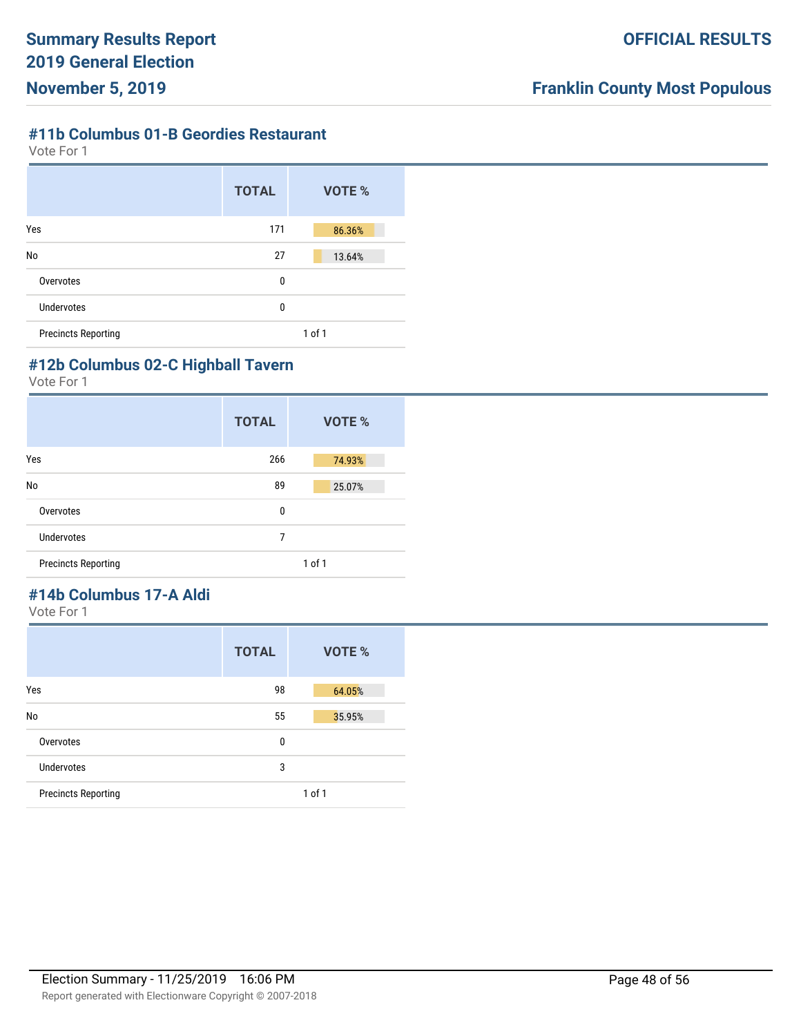### #11b Columbus 01-B Geordies Restaurant

Vote For 1

| | TOTAL | VOTE % |
|---|---|---|
| Yes | 171 | 86.36% |
| No | 27 | 13.64% |
| Overvotes | 0 | |
| Undervotes | 0 | |
| Precincts Reporting | | 1 of 1 |

### #12b Columbus 02-C Highball Tavern

Vote For 1

| | TOTAL | VOTE % |
|---|---|---|
| Yes | 266 | 74.93% |
| No | 89 | 25.07% |
| Overvotes | 0 | |
| Undervotes | 7 | |
| Precincts Reporting | | 1 of 1 |

### #14b Columbus 17-A Aldi

Vote For 1

| | TOTAL | VOTE % |
|---|---|---|
| Yes | 98 | 64.05% |
| No | 55 | 35.95% |
| Overvotes | 0 | |
| Undervotes | 3 | |
| Precincts Reporting | | 1 of 1 |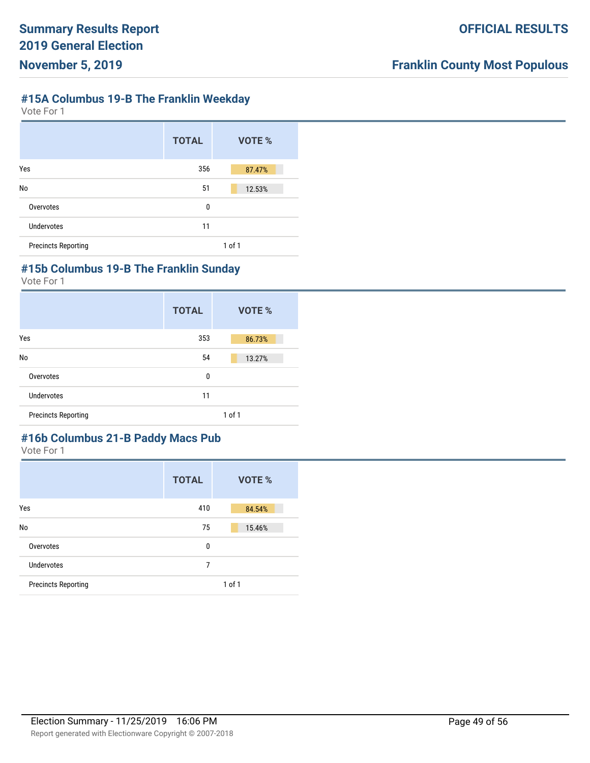## #15A Columbus 19-B The Franklin Weekday

Vote For 1

| | TOTAL | VOTE % |
|---|---|---|
| Yes | 356 | 87.47% |
| No | 51 | 12.53% |
| Overvotes | 0 | |
| Undervotes | 11 | |
| Precincts Reporting | 1 of 1 | |

## #15b Columbus 19-B The Franklin Sunday

Vote For 1

| | TOTAL | VOTE % |
|---|---|---|
| Yes | 353 | 86.73% |
| No | 54 | 13.27% |
| Overvotes | 0 | |
| Undervotes | 11 | |
| Precincts Reporting | 1 of 1 | |

## #16b Columbus 21-B Paddy Macs Pub

Vote For 1

| | TOTAL | VOTE % |
|---|---|---|
| Yes | 410 | 84.54% |
| No | 75 | 15.46% |
| Overvotes | 0 | |
| Undervotes | 7 | |
| Precincts Reporting | 1 of 1 | |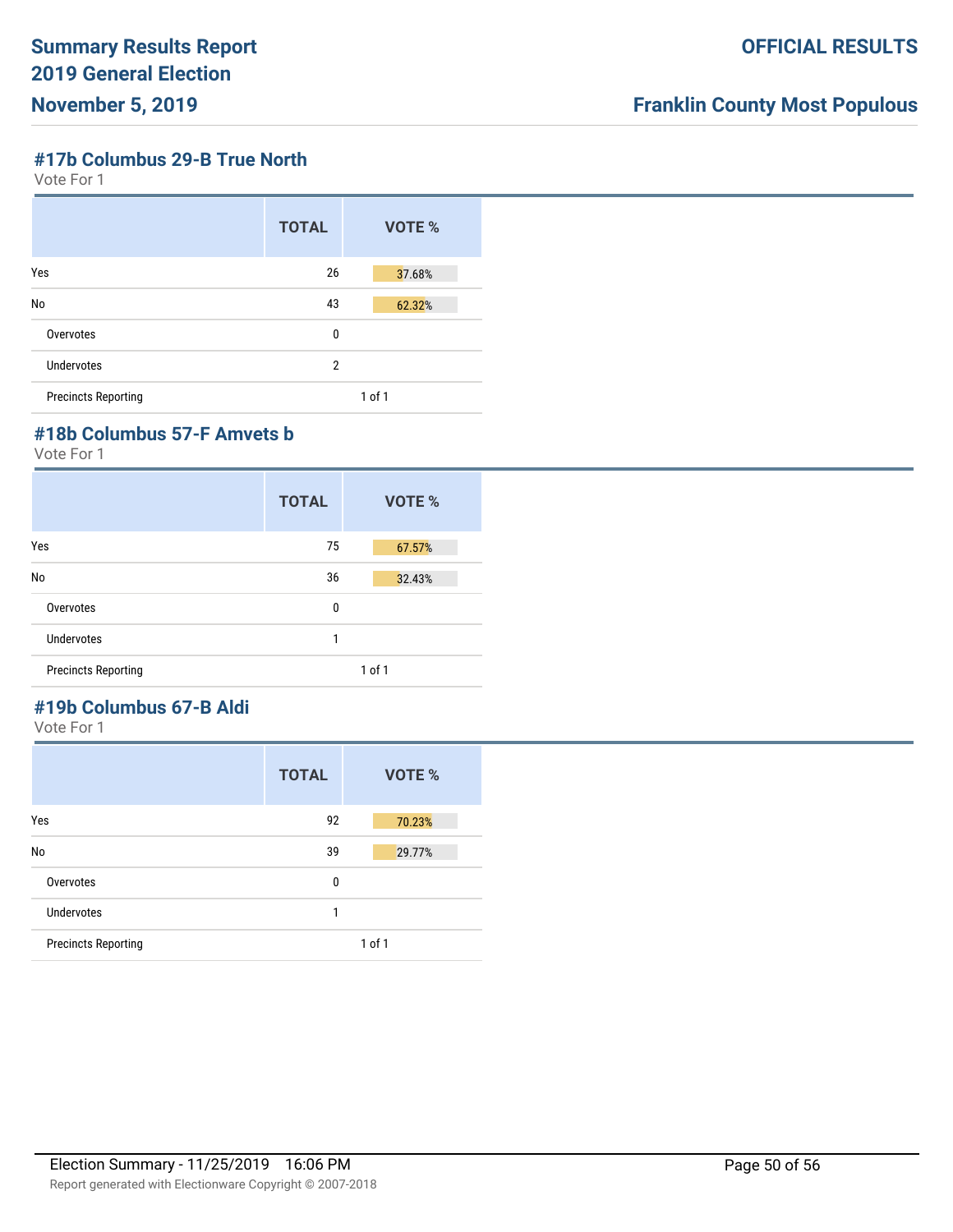## #17b Columbus 29-B True North

Vote For 1

| | TOTAL | VOTE % |
|---|---|---|
| Yes | 26 | 37.68% |
| No | 43 | 62.32% |
| Overvotes | 0 | |
| Undervotes | 2 | |
| Precincts Reporting | | 1 of 1 |

## #18b Columbus 57-F Amvets b

Vote For 1

| | TOTAL | VOTE % |
|---|---|---|
| Yes | 75 | 67.57% |
| No | 36 | 32.43% |
| Overvotes | 0 | |
| Undervotes | 1 | |
| Precincts Reporting | | 1 of 1 |

## #19b Columbus 67-B Aldi

Vote For 1

| | TOTAL | VOTE % |
|---|---|---|
| Yes | 92 | 70.23% |
| No | 39 | 29.77% |
| Overvotes | 0 | |
| Undervotes | 1 | |
| Precincts Reporting | | 1 of 1 |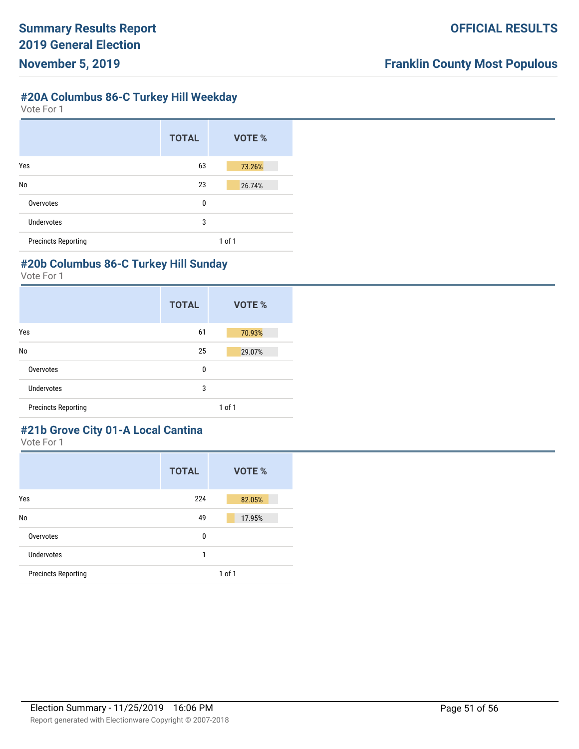## #20A Columbus 86-C Turkey Hill Weekday

Vote For 1

| | TOTAL | VOTE % |
|---|---|---|
| Yes | 63 | 73.26% |
| No | 23 | 26.74% |
| Overvotes | 0 | |
| Undervotes | 3 | |
| Precincts Reporting | | 1 of 1 |

## #20b Columbus 86-C Turkey Hill Sunday

Vote For 1

| | TOTAL | VOTE % |
|---|---|---|
| Yes | 61 | 70.93% |
| No | 25 | 29.07% |
| Overvotes | 0 | |
| Undervotes | 3 | |
| Precincts Reporting | | 1 of 1 |

## #21b Grove City 01-A Local Cantina

Vote For 1

| | TOTAL | VOTE % |
|---|---|---|
| Yes | 224 | 82.05% |
| No | 49 | 17.95% |
| Overvotes | 0 | |
| Undervotes | 1 | |
| Precincts Reporting | | 1 of 1 |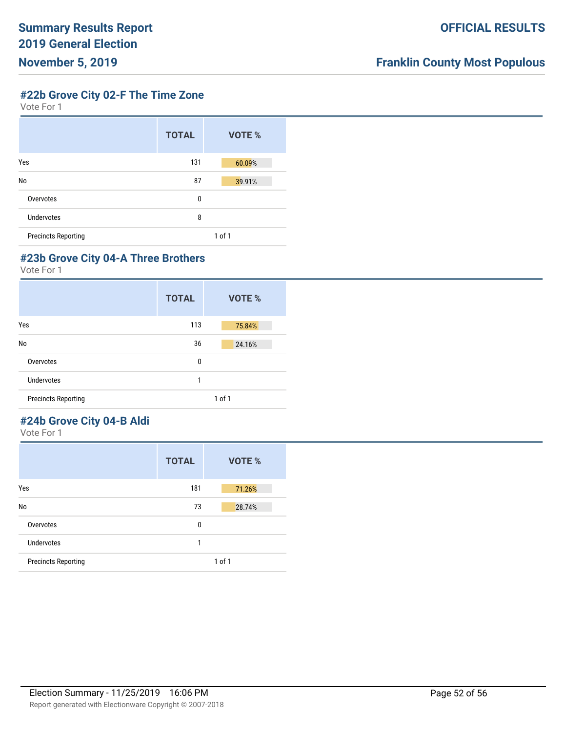#### #22b Grove City 02-F The Time Zone

Vote For 1

| | TOTAL | VOTE % |
|---|---|---|
| Yes | 131 | 60.09% |
| No | 87 | 39.91% |
| Overvotes | 0 | |
| Undervotes | 8 | |
| Precincts Reporting | | 1 of 1 |

#### #23b Grove City 04-A Three Brothers

Vote For 1

| | TOTAL | VOTE % |
|---|---|---|
| Yes | 113 | 75.84% |
| No | 36 | 24.16% |
| Overvotes | 0 | |
| Undervotes | 1 | |
| Precincts Reporting | | 1 of 1 |

#### #24b Grove City 04-B Aldi

Vote For 1

| | TOTAL | VOTE % |
|---|---|---|
| Yes | 181 | 71.26% |
| No | 73 | 28.74% |
| Overvotes | 0 | |
| Undervotes | 1 | |
| Precincts Reporting | | 1 of 1 |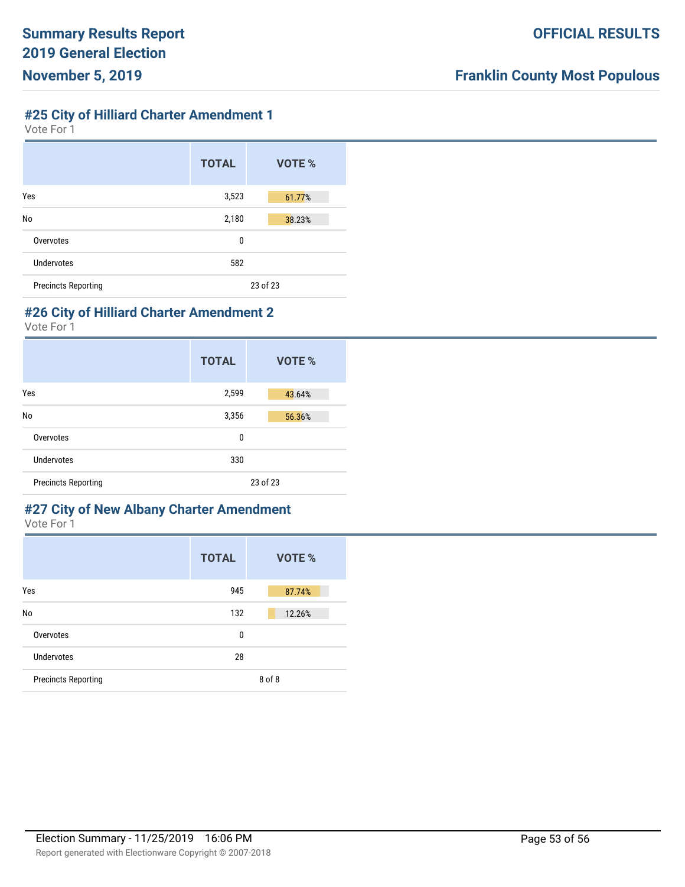## #25 City of Hilliard Charter Amendment 1

Vote For 1

| | TOTAL | VOTE % |
|---|---|---|
| Yes | 3,523 | 61.77% |
| No | 2,180 | 38.23% |
| Overvotes | 0 | |
| Undervotes | 582 | |
| Precincts Reporting | 23 of 23 | |

## #26 City of Hilliard Charter Amendment 2

Vote For 1

| | TOTAL | VOTE % |
|---|---|---|
| Yes | 2,599 | 43.64% |
| No | 3,356 | 56.36% |
| Overvotes | 0 | |
| Undervotes | 330 | |
| Precincts Reporting | 23 of 23 | |

## #27 City of New Albany Charter Amendment

Vote For 1

| | TOTAL | VOTE % |
|---|---|---|
| Yes | 945 | 87.74% |
| No | 132 | 12.26% |
| Overvotes | 0 | |
| Undervotes | 28 | |
| Precincts Reporting | 8 of 8 | |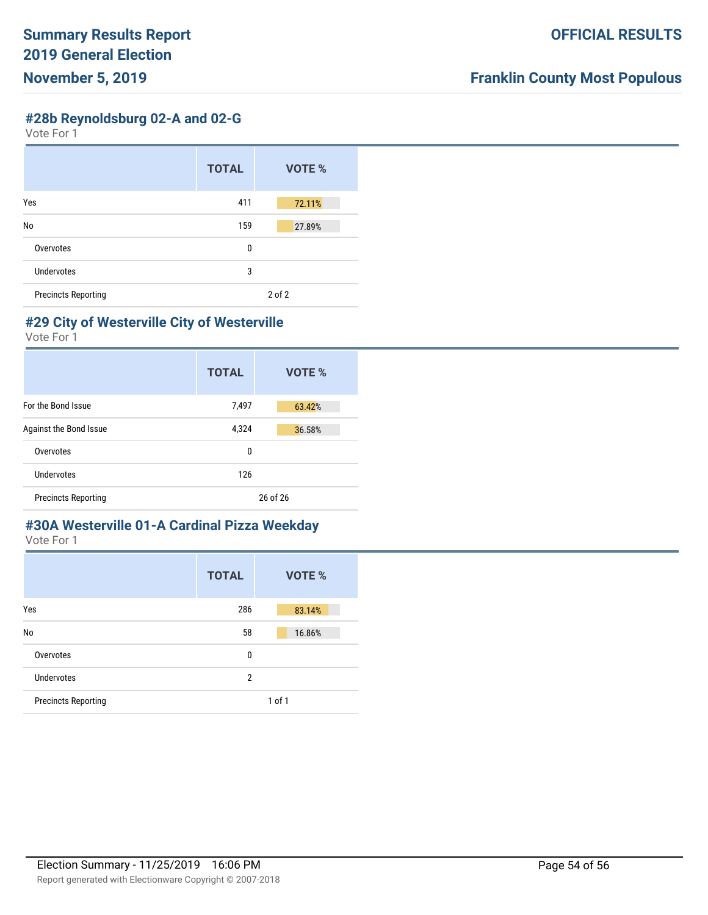## #28b Reynoldsburg 02-A and 02-G

Vote For 1

| | TOTAL | VOTE % |
|---|---|---|
| Yes | 411 | 72.11% |
| No | 159 | 27.89% |
| Overvotes | 0 | |
| Undervotes | 3 | |
| Precincts Reporting | 2 of 2 | |

## #29 City of Westerville City of Westerville

Vote For 1

| | TOTAL | VOTE % |
|---|---|---|
| For the Bond Issue | 7,497 | 63.42% |
| Against the Bond Issue | 4,324 | 36.58% |
| Overvotes | 0 | |
| Undervotes | 126 | |
| Precincts Reporting | 26 of 26 | |

## #30A Westerville 01-A Cardinal Pizza Weekday

Vote For 1

| | TOTAL | VOTE % |
|---|---|---|
| Yes | 286 | 83.14% |
| No | 58 | 16.86% |
| Overvotes | 0 | |
| Undervotes | 2 | |
| Precincts Reporting | 1 of 1 | |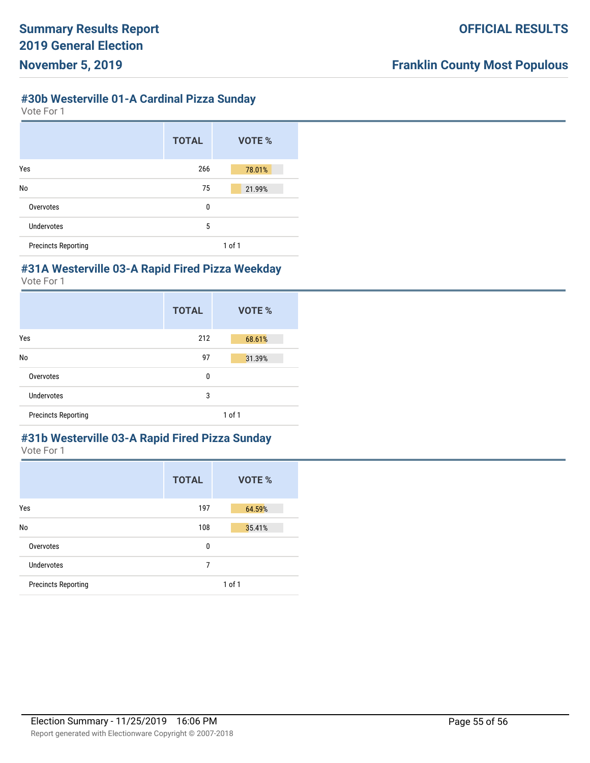## #30b Westerville 01-A Cardinal Pizza Sunday

Vote For 1

| | TOTAL | VOTE % |
|---|---|---|
| Yes | 266 | 78.01% |
| No | 75 | 21.99% |
| Overvotes | 0 | |
| Undervotes | 5 | |
| Precincts Reporting | | 1 of 1 |

## #31A Westerville 03-A Rapid Fired Pizza Weekday

Vote For 1

| | TOTAL | VOTE % |
|---|---|---|
| Yes | 212 | 68.61% |
| No | 97 | 31.39% |
| Overvotes | 0 | |
| Undervotes | 3 | |
| Precincts Reporting | | 1 of 1 |

## #31b Westerville 03-A Rapid Fired Pizza Sunday

Vote For 1

| | TOTAL | VOTE % |
|---|---|---|
| Yes | 197 | 64.59% |
| No | 108 | 35.41% |
| Overvotes | 0 | |
| Undervotes | 7 | |
| Precincts Reporting | | 1 of 1 |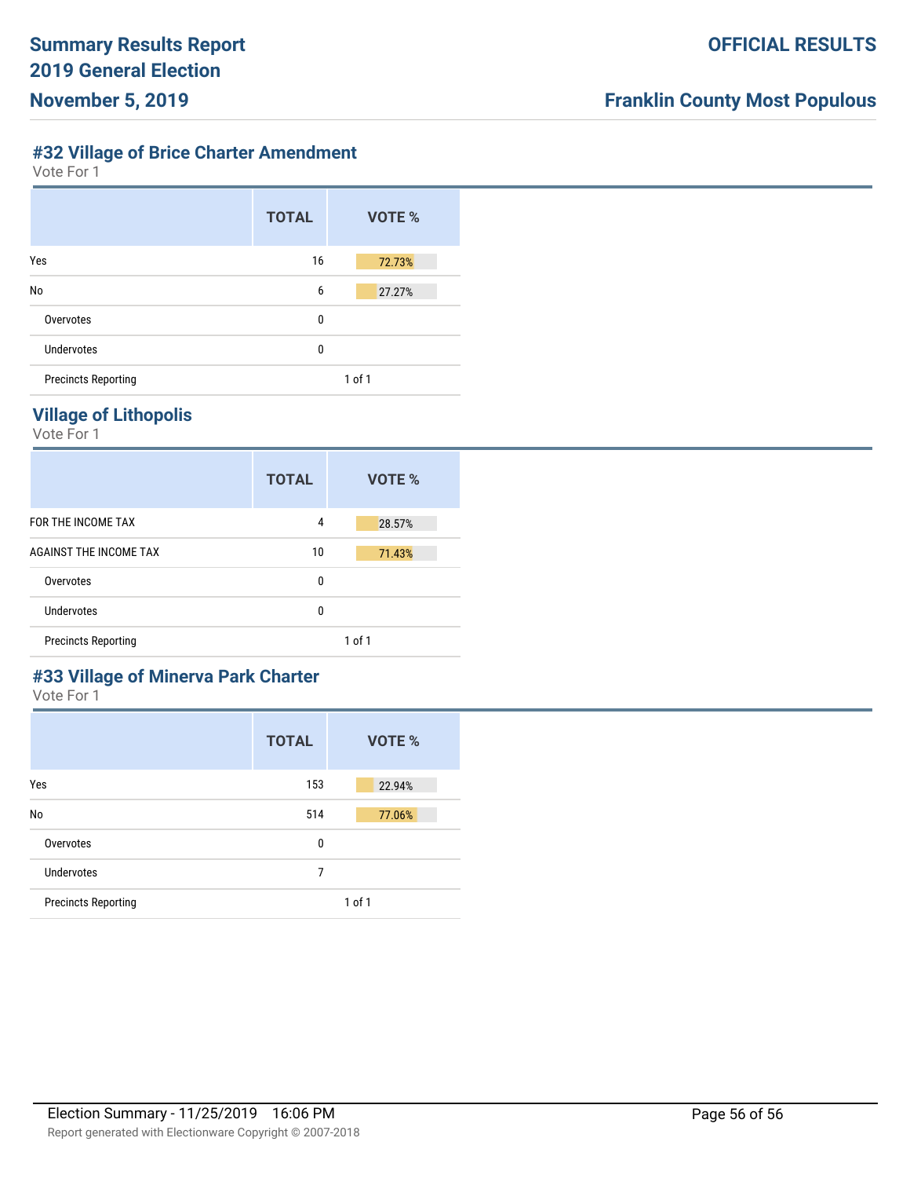## #32 Village of Brice Charter Amendment

Vote For 1

| | TOTAL | VOTE % |
|---|---|---|
| Yes | 16 | 72.73% |
| No | 6 | 27.27% |
| Overvotes | 0 | |
| Undervotes | 0 | |
| Precincts Reporting | | 1 of 1 |

## Village of Lithopolis

Vote For 1

| | TOTAL | VOTE % |
|---|---|---|
| FOR THE INCOME TAX | 4 | 28.57% |
| AGAINST THE INCOME TAX | 10 | 71.43% |
| Overvotes | 0 | |
| Undervotes | 0 | |
| Precincts Reporting | | 1 of 1 |

## #33 Village of Minerva Park Charter

Vote For 1

| | TOTAL | VOTE % |
|---|---|---|
| Yes | 153 | 22.94% |
| No | 514 | 77.06% |
| Overvotes | 0 | |
| Undervotes | 7 | |
| Precincts Reporting | | 1 of 1 |